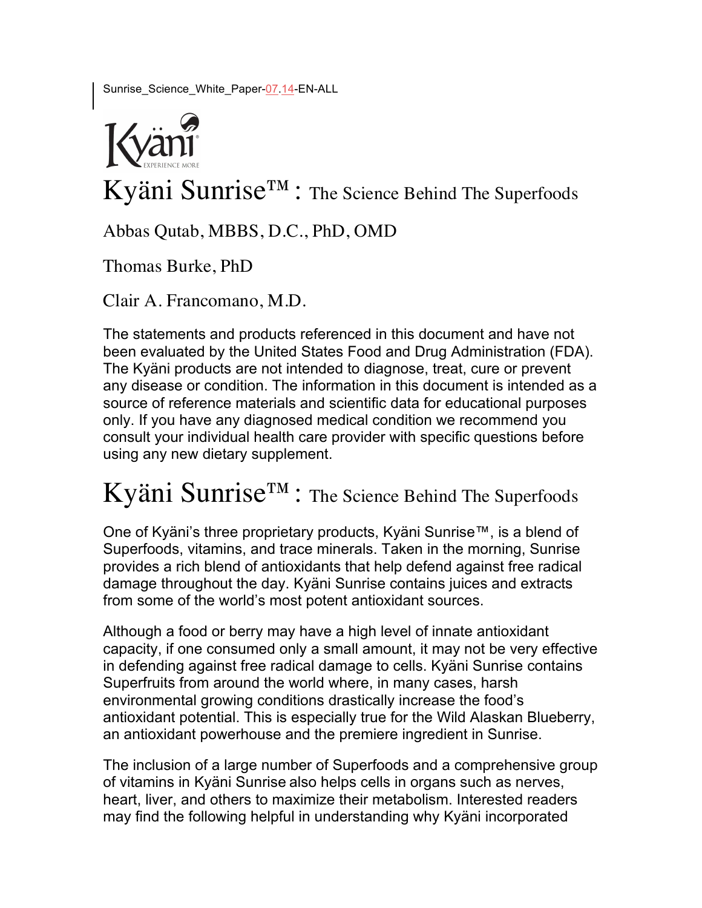Sunrise_Science_White_Paper-07.14-EN-ALL

Kyäni EXPERIENCE MORE

# Kyäni Sunrise™ : The Science Behind The Superfoods

Abbas Qutab, MBBS, D.C., PhD, OMD

Thomas Burke, PhD

Clair A. Francomano, M.D.

The statements and products referenced in this document and have not been evaluated by the United States Food and Drug Administration (FDA). The Kyäni products are not intended to diagnose, treat, cure or prevent any disease or condition. The information in this document is intended as a source of reference materials and scientific data for educational purposes only. If you have any diagnosed medical condition we recommend you consult your individual health care provider with specific questions before using any new dietary supplement.

# Kyäni Sunrise™ : The Science Behind The Superfoods

One of Kyäni's three proprietary products, Kyäni Sunrise™, is a blend of Superfoods, vitamins, and trace minerals. Taken in the morning, Sunrise provides a rich blend of antioxidants that help defend against free radical damage throughout the day. Kyäni Sunrise contains juices and extracts from some of the world's most potent antioxidant sources.

Although a food or berry may have a high level of innate antioxidant capacity, if one consumed only a small amount, it may not be very effective in defending against free radical damage to cells. Kyäni Sunrise contains Superfruits from around the world where, in many cases, harsh environmental growing conditions drastically increase the food's antioxidant potential. This is especially true for the Wild Alaskan Blueberry, an antioxidant powerhouse and the premiere ingredient in Sunrise.

The inclusion of a large number of Superfoods and a comprehensive group of vitamins in Kyäni Sunrise also helps cells in organs such as nerves, heart, liver, and others to maximize their metabolism. Interested readers may find the following helpful in understanding why Kyäni incorporated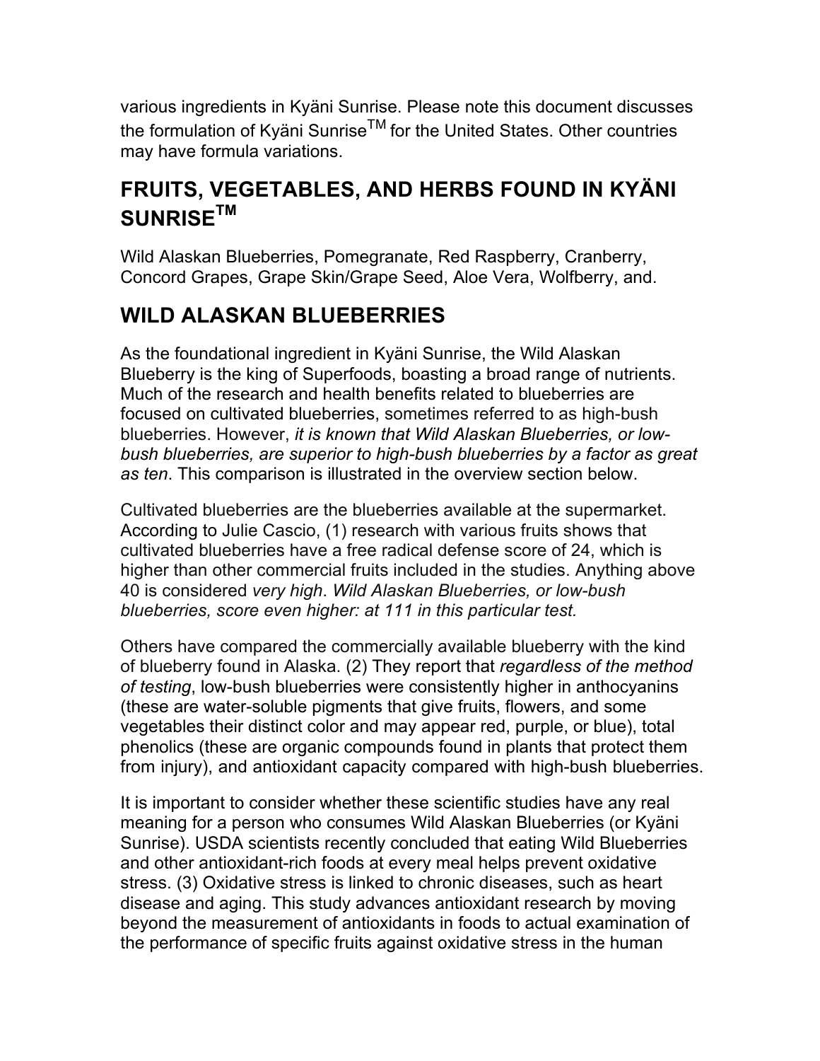various ingredients in Kyäni Sunrise. Please note this document discusses the formulation of Kyäni Sunrise™ for the United States. Other countries may have formula variations.

## FRUITS, VEGETABLES, AND HERBS FOUND IN KYÄNI SUNRISE™

Wild Alaskan Blueberries, Pomegranate, Red Raspberry, Cranberry, Concord Grapes, Grape Skin/Grape Seed, Aloe Vera, Wolfberry, and.

## WILD ALASKAN BLUEBERRIES

As the foundational ingredient in Kyäni Sunrise, the Wild Alaskan Blueberry is the king of Superfoods, boasting a broad range of nutrients. Much of the research and health benefits related to blueberries are focused on cultivated blueberries, sometimes referred to as high-bush blueberries. However, *it is known that Wild Alaskan Blueberries, or low-bush blueberries, are superior to high-bush blueberries by a factor as great as ten*. This comparison is illustrated in the overview section below.

Cultivated blueberries are the blueberries available at the supermarket. According to Julie Cascio, (1) research with various fruits shows that cultivated blueberries have a free radical defense score of 24, which is higher than other commercial fruits included in the studies. Anything above 40 is considered *very high*. *Wild Alaskan Blueberries, or low-bush blueberries, score even higher: at 111 in this particular test.*

Others have compared the commercially available blueberry with the kind of blueberry found in Alaska. (2) They report that *regardless of the method of testing*, low-bush blueberries were consistently higher in anthocyanins (these are water-soluble pigments that give fruits, flowers, and some vegetables their distinct color and may appear red, purple, or blue), total phenolics (these are organic compounds found in plants that protect them from injury), and antioxidant capacity compared with high-bush blueberries.

It is important to consider whether these scientific studies have any real meaning for a person who consumes Wild Alaskan Blueberries (or Kyäni Sunrise). USDA scientists recently concluded that eating Wild Blueberries and other antioxidant-rich foods at every meal helps prevent oxidative stress. (3) Oxidative stress is linked to chronic diseases, such as heart disease and aging. This study advances antioxidant research by moving beyond the measurement of antioxidants in foods to actual examination of the performance of specific fruits against oxidative stress in the human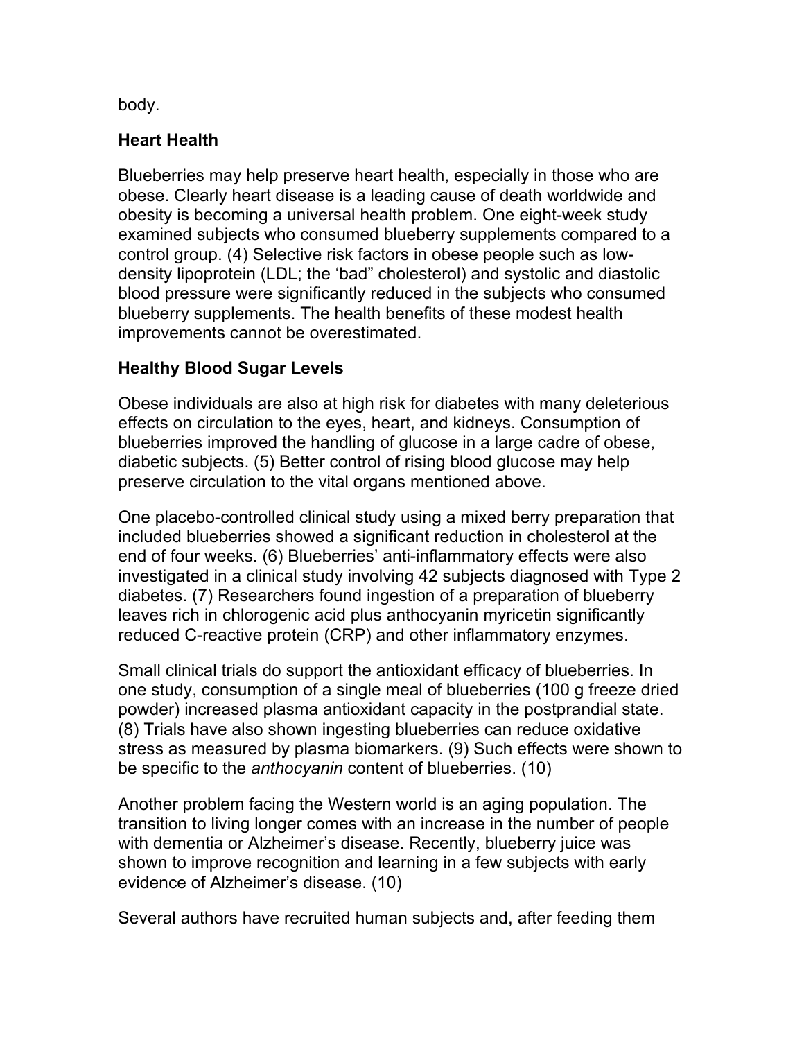body.

**Heart Health**

Blueberries may help preserve heart health, especially in those who are obese. Clearly heart disease is a leading cause of death worldwide and obesity is becoming a universal health problem. One eight-week study examined subjects who consumed blueberry supplements compared to a control group. (4) Selective risk factors in obese people such as low-density lipoprotein (LDL; the 'bad" cholesterol) and systolic and diastolic blood pressure were significantly reduced in the subjects who consumed blueberry supplements. The health benefits of these modest health improvements cannot be overestimated.

**Healthy Blood Sugar Levels**

Obese individuals are also at high risk for diabetes with many deleterious effects on circulation to the eyes, heart, and kidneys. Consumption of blueberries improved the handling of glucose in a large cadre of obese, diabetic subjects. (5) Better control of rising blood glucose may help preserve circulation to the vital organs mentioned above.

One placebo-controlled clinical study using a mixed berry preparation that included blueberries showed a significant reduction in cholesterol at the end of four weeks. (6) Blueberries' anti-inflammatory effects were also investigated in a clinical study involving 42 subjects diagnosed with Type 2 diabetes. (7) Researchers found ingestion of a preparation of blueberry leaves rich in chlorogenic acid plus anthocyanin myricetin significantly reduced C-reactive protein (CRP) and other inflammatory enzymes.

Small clinical trials do support the antioxidant efficacy of blueberries. In one study, consumption of a single meal of blueberries (100 g freeze dried powder) increased plasma antioxidant capacity in the postprandial state. (8) Trials have also shown ingesting blueberries can reduce oxidative stress as measured by plasma biomarkers. (9) Such effects were shown to be specific to the *anthocyanin* content of blueberries. (10)

Another problem facing the Western world is an aging population. The transition to living longer comes with an increase in the number of people with dementia or Alzheimer's disease. Recently, blueberry juice was shown to improve recognition and learning in a few subjects with early evidence of Alzheimer's disease. (10)

Several authors have recruited human subjects and, after feeding them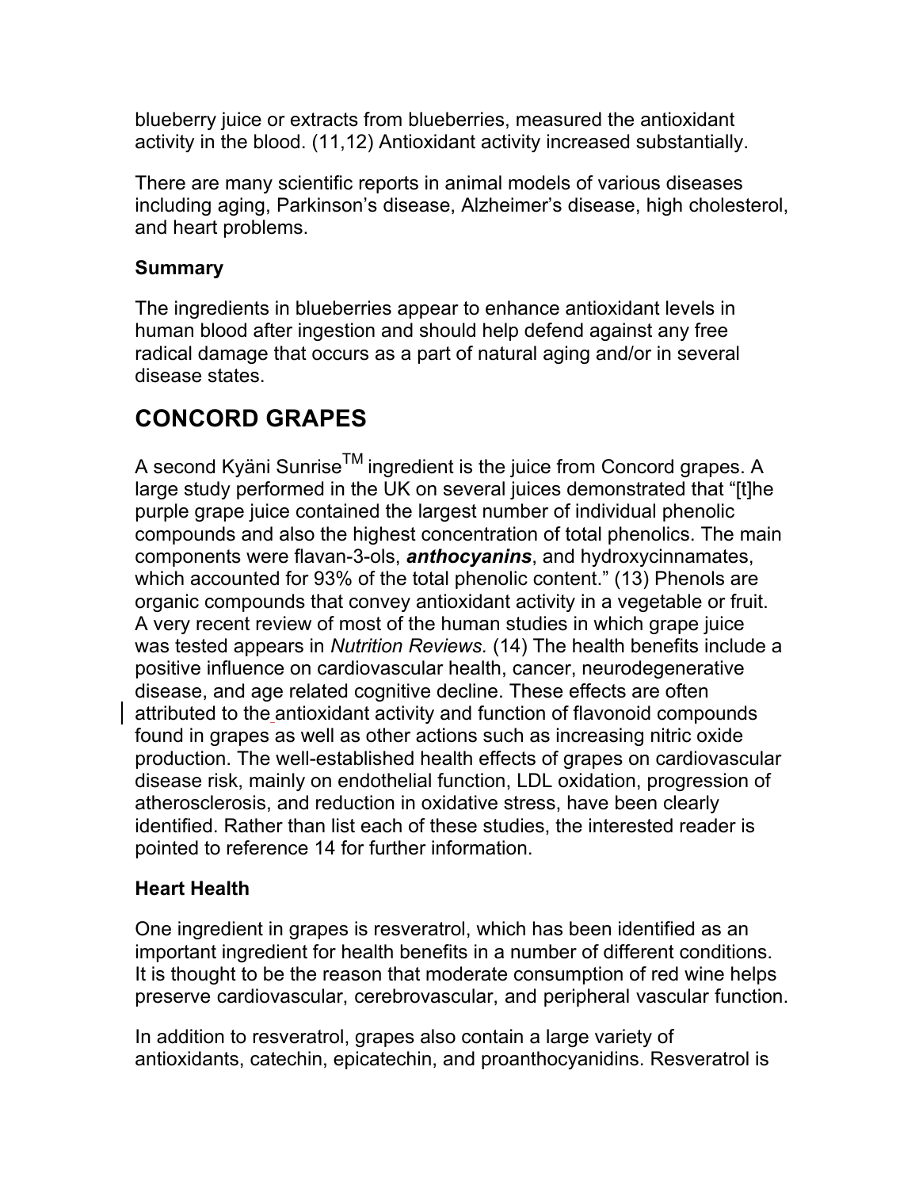blueberry juice or extracts from blueberries, measured the antioxidant activity in the blood. (11,12) Antioxidant activity increased substantially.

There are many scientific reports in animal models of various diseases including aging, Parkinson's disease, Alzheimer's disease, high cholesterol, and heart problems.

### Summary

The ingredients in blueberries appear to enhance antioxidant levels in human blood after ingestion and should help defend against any free radical damage that occurs as a part of natural aging and/or in several disease states.

## CONCORD GRAPES

A second Kyäni Sunrise™ ingredient is the juice from Concord grapes. A large study performed in the UK on several juices demonstrated that "[t]he purple grape juice contained the largest number of individual phenolic compounds and also the highest concentration of total phenolics. The main components were flavan-3-ols, ***anthocyanins***, and hydroxycinnamates, which accounted for 93% of the total phenolic content." (13) Phenols are organic compounds that convey antioxidant activity in a vegetable or fruit. A very recent review of most of the human studies in which grape juice was tested appears in *Nutrition Reviews.* (14) The health benefits include a positive influence on cardiovascular health, cancer, neurodegenerative disease, and age related cognitive decline. These effects are often attributed to the antioxidant activity and function of flavonoid compounds found in grapes as well as other actions such as increasing nitric oxide production. The well-established health effects of grapes on cardiovascular disease risk, mainly on endothelial function, LDL oxidation, progression of atherosclerosis, and reduction in oxidative stress, have been clearly identified. Rather than list each of these studies, the interested reader is pointed to reference 14 for further information.

### Heart Health

One ingredient in grapes is resveratrol, which has been identified as an important ingredient for health benefits in a number of different conditions. It is thought to be the reason that moderate consumption of red wine helps preserve cardiovascular, cerebrovascular, and peripheral vascular function.

In addition to resveratrol, grapes also contain a large variety of antioxidants, catechin, epicatechin, and proanthocyanidins. Resveratrol is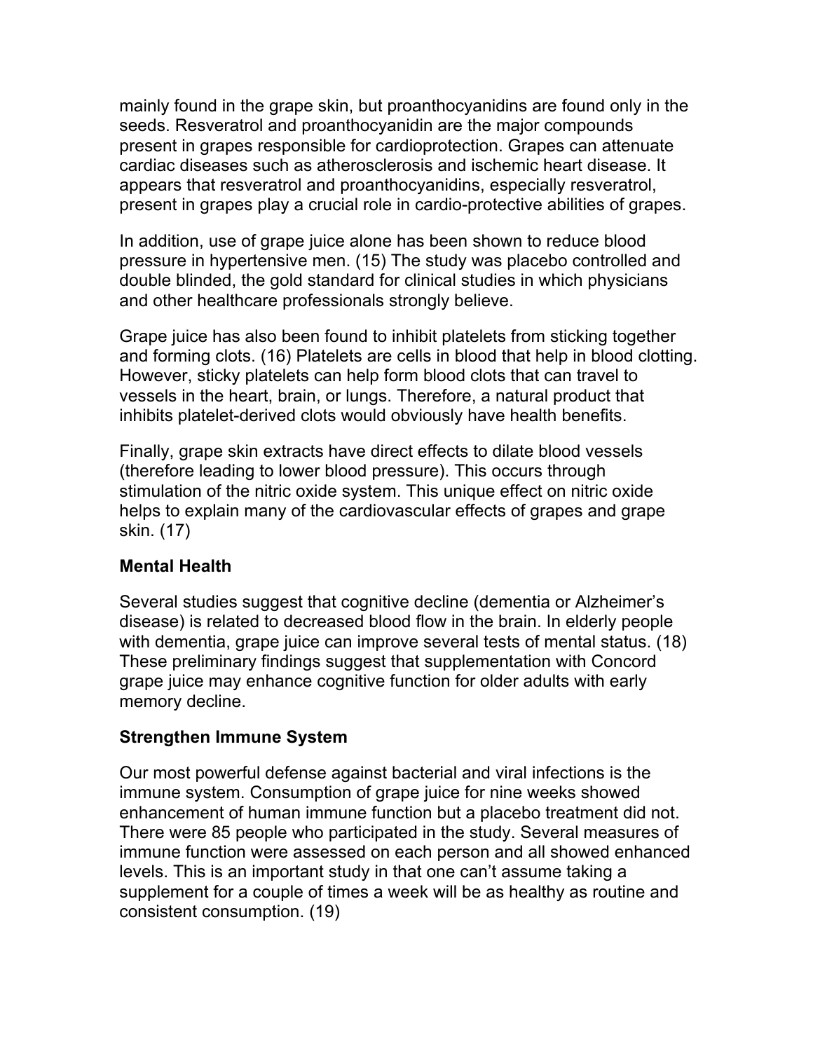mainly found in the grape skin, but proanthocyanidins are found only in the seeds. Resveratrol and proanthocyanidin are the major compounds present in grapes responsible for cardioprotection. Grapes can attenuate cardiac diseases such as atherosclerosis and ischemic heart disease. It appears that resveratrol and proanthocyanidins, especially resveratrol, present in grapes play a crucial role in cardio-protective abilities of grapes.

In addition, use of grape juice alone has been shown to reduce blood pressure in hypertensive men. (15) The study was placebo controlled and double blinded, the gold standard for clinical studies in which physicians and other healthcare professionals strongly believe.

Grape juice has also been found to inhibit platelets from sticking together and forming clots. (16) Platelets are cells in blood that help in blood clotting. However, sticky platelets can help form blood clots that can travel to vessels in the heart, brain, or lungs. Therefore, a natural product that inhibits platelet-derived clots would obviously have health benefits.

Finally, grape skin extracts have direct effects to dilate blood vessels (therefore leading to lower blood pressure). This occurs through stimulation of the nitric oxide system. This unique effect on nitric oxide helps to explain many of the cardiovascular effects of grapes and grape skin. (17)

### Mental Health

Several studies suggest that cognitive decline (dementia or Alzheimer's disease) is related to decreased blood flow in the brain. In elderly people with dementia, grape juice can improve several tests of mental status. (18) These preliminary findings suggest that supplementation with Concord grape juice may enhance cognitive function for older adults with early memory decline.

### Strengthen Immune System

Our most powerful defense against bacterial and viral infections is the immune system. Consumption of grape juice for nine weeks showed enhancement of human immune function but a placebo treatment did not. There were 85 people who participated in the study. Several measures of immune function were assessed on each person and all showed enhanced levels. This is an important study in that one can't assume taking a supplement for a couple of times a week will be as healthy as routine and consistent consumption. (19)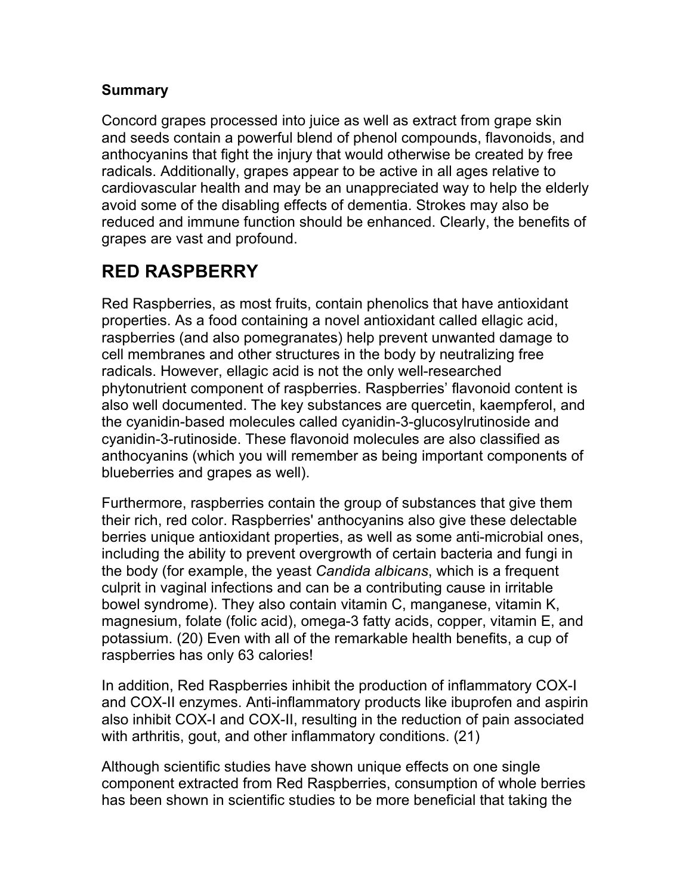**Summary**

Concord grapes processed into juice as well as extract from grape skin and seeds contain a powerful blend of phenol compounds, flavonoids, and anthocyanins that fight the injury that would otherwise be created by free radicals. Additionally, grapes appear to be active in all ages relative to cardiovascular health and may be an unappreciated way to help the elderly avoid some of the disabling effects of dementia. Strokes may also be reduced and immune function should be enhanced. Clearly, the benefits of grapes are vast and profound.

## RED RASPBERRY

Red Raspberries, as most fruits, contain phenolics that have antioxidant properties. As a food containing a novel antioxidant called ellagic acid, raspberries (and also pomegranates) help prevent unwanted damage to cell membranes and other structures in the body by neutralizing free radicals. However, ellagic acid is not the only well-researched phytonutrient component of raspberries. Raspberries' flavonoid content is also well documented. The key substances are quercetin, kaempferol, and the cyanidin-based molecules called cyanidin-3-glucosylrutinoside and cyanidin-3-rutinoside. These flavonoid molecules are also classified as anthocyanins (which you will remember as being important components of blueberries and grapes as well).

Furthermore, raspberries contain the group of substances that give them their rich, red color. Raspberries' anthocyanins also give these delectable berries unique antioxidant properties, as well as some anti-microbial ones, including the ability to prevent overgrowth of certain bacteria and fungi in the body (for example, the yeast *Candida albicans*, which is a frequent culprit in vaginal infections and can be a contributing cause in irritable bowel syndrome). They also contain vitamin C, manganese, vitamin K, magnesium, folate (folic acid), omega-3 fatty acids, copper, vitamin E, and potassium. (20) Even with all of the remarkable health benefits, a cup of raspberries has only 63 calories!

In addition, Red Raspberries inhibit the production of inflammatory COX-I and COX-II enzymes. Anti-inflammatory products like ibuprofen and aspirin also inhibit COX-I and COX-II, resulting in the reduction of pain associated with arthritis, gout, and other inflammatory conditions. (21)

Although scientific studies have shown unique effects on one single component extracted from Red Raspberries, consumption of whole berries has been shown in scientific studies to be more beneficial that taking the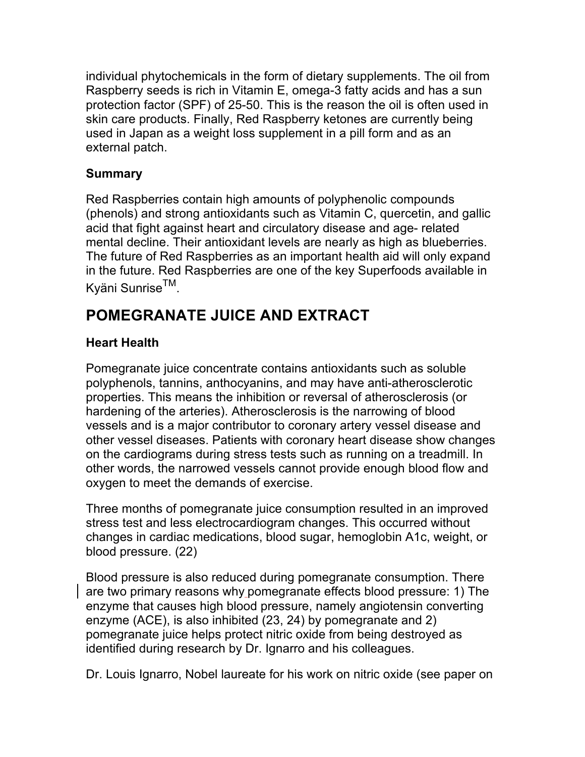individual phytochemicals in the form of dietary supplements. The oil from Raspberry seeds is rich in Vitamin E, omega-3 fatty acids and has a sun protection factor (SPF) of 25-50. This is the reason the oil is often used in skin care products. Finally, Red Raspberry ketones are currently being used in Japan as a weight loss supplement in a pill form and as an external patch.

**Summary**

Red Raspberries contain high amounts of polyphenolic compounds (phenols) and strong antioxidants such as Vitamin C, quercetin, and gallic acid that fight against heart and circulatory disease and age- related mental decline. Their antioxidant levels are nearly as high as blueberries. The future of Red Raspberries as an important health aid will only expand in the future. Red Raspberries are one of the key Superfoods available in Kyäni Sunrise™.

## POMEGRANATE JUICE AND EXTRACT

**Heart Health**

Pomegranate juice concentrate contains antioxidants such as soluble polyphenols, tannins, anthocyanins, and may have anti-atherosclerotic properties. This means the inhibition or reversal of atherosclerosis (or hardening of the arteries). Atherosclerosis is the narrowing of blood vessels and is a major contributor to coronary artery vessel disease and other vessel diseases. Patients with coronary heart disease show changes on the cardiograms during stress tests such as running on a treadmill. In other words, the narrowed vessels cannot provide enough blood flow and oxygen to meet the demands of exercise.

Three months of pomegranate juice consumption resulted in an improved stress test and less electrocardiogram changes. This occurred without changes in cardiac medications, blood sugar, hemoglobin A1c, weight, or blood pressure. (22)

Blood pressure is also reduced during pomegranate consumption. There are two primary reasons why pomegranate effects blood pressure: 1) The enzyme that causes high blood pressure, namely angiotensin converting enzyme (ACE), is also inhibited (23, 24) by pomegranate and 2) pomegranate juice helps protect nitric oxide from being destroyed as identified during research by Dr. Ignarro and his colleagues.

Dr. Louis Ignarro, Nobel laureate for his work on nitric oxide (see paper on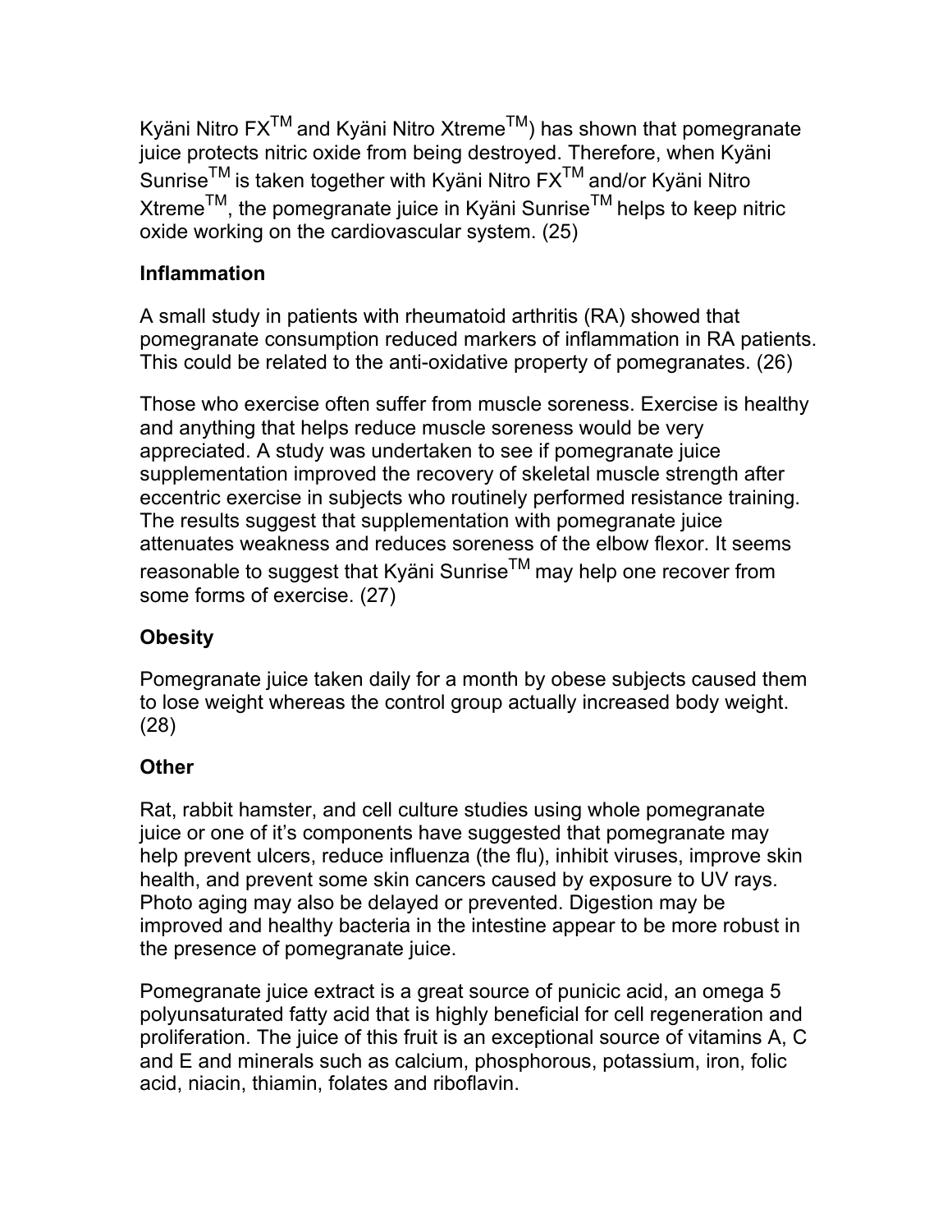Kyäni Nitro FX™ and Kyäni Nitro Xtreme™) has shown that pomegranate juice protects nitric oxide from being destroyed. Therefore, when Kyäni Sunrise™ is taken together with Kyäni Nitro FX™ and/or Kyäni Nitro Xtreme™, the pomegranate juice in Kyäni Sunrise™ helps to keep nitric oxide working on the cardiovascular system. (25)

**Inflammation**

A small study in patients with rheumatoid arthritis (RA) showed that pomegranate consumption reduced markers of inflammation in RA patients. This could be related to the anti-oxidative property of pomegranates. (26)

Those who exercise often suffer from muscle soreness. Exercise is healthy and anything that helps reduce muscle soreness would be very appreciated. A study was undertaken to see if pomegranate juice supplementation improved the recovery of skeletal muscle strength after eccentric exercise in subjects who routinely performed resistance training. The results suggest that supplementation with pomegranate juice attenuates weakness and reduces soreness of the elbow flexor. It seems reasonable to suggest that Kyäni Sunrise™ may help one recover from some forms of exercise. (27)

**Obesity**

Pomegranate juice taken daily for a month by obese subjects caused them to lose weight whereas the control group actually increased body weight. (28)

**Other**

Rat, rabbit hamster, and cell culture studies using whole pomegranate juice or one of it's components have suggested that pomegranate may help prevent ulcers, reduce influenza (the flu), inhibit viruses, improve skin health, and prevent some skin cancers caused by exposure to UV rays. Photo aging may also be delayed or prevented. Digestion may be improved and healthy bacteria in the intestine appear to be more robust in the presence of pomegranate juice.

Pomegranate juice extract is a great source of punicic acid, an omega 5 polyunsaturated fatty acid that is highly beneficial for cell regeneration and proliferation. The juice of this fruit is an exceptional source of vitamins A, C and E and minerals such as calcium, phosphorous, potassium, iron, folic acid, niacin, thiamin, folates and riboflavin.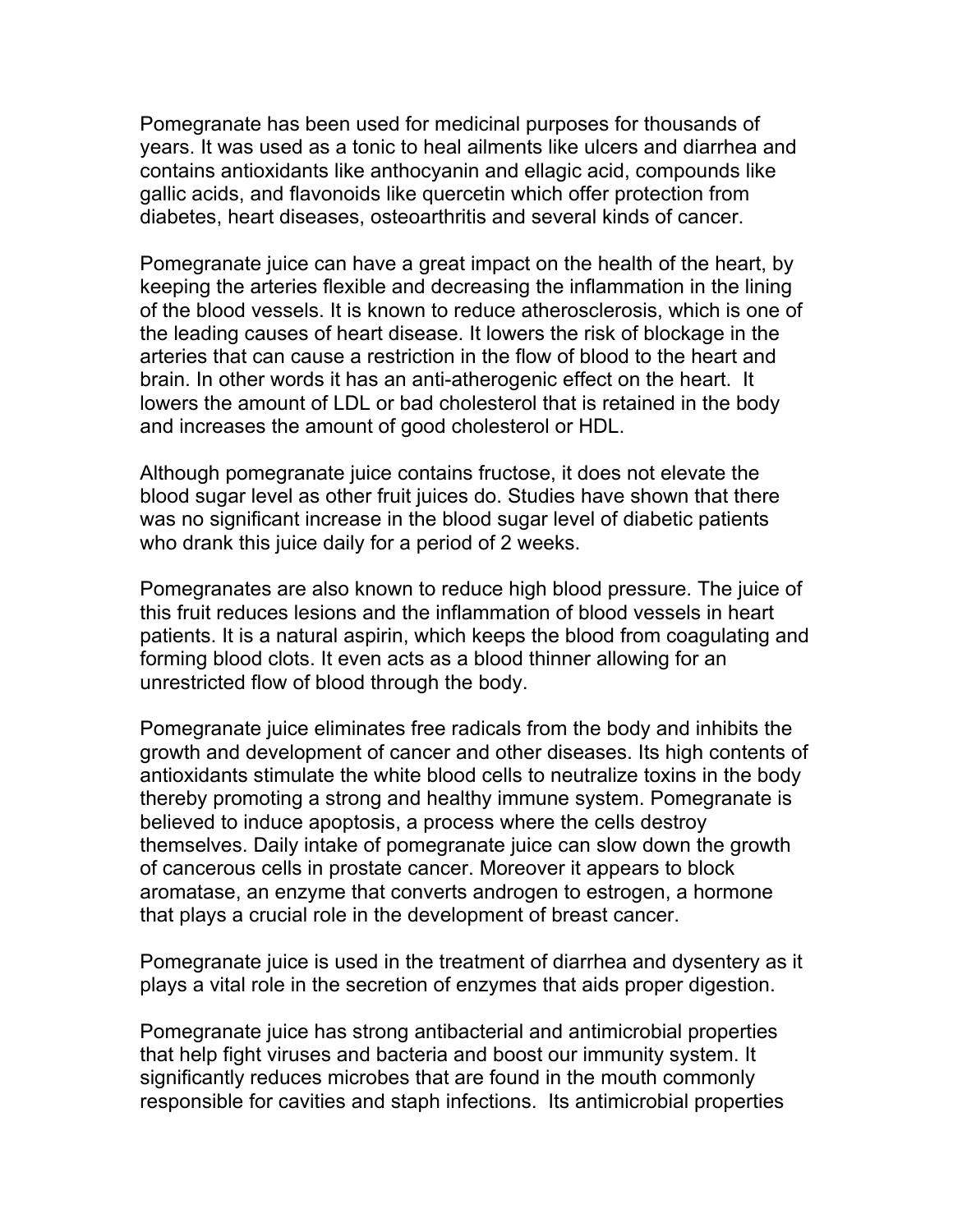Pomegranate has been used for medicinal purposes for thousands of years. It was used as a tonic to heal ailments like ulcers and diarrhea and contains antioxidants like anthocyanin and ellagic acid, compounds like gallic acids, and flavonoids like quercetin which offer protection from diabetes, heart diseases, osteoarthritis and several kinds of cancer.

Pomegranate juice can have a great impact on the health of the heart, by keeping the arteries flexible and decreasing the inflammation in the lining of the blood vessels. It is known to reduce atherosclerosis, which is one of the leading causes of heart disease. It lowers the risk of blockage in the arteries that can cause a restriction in the flow of blood to the heart and brain. In other words it has an anti-atherogenic effect on the heart. It lowers the amount of LDL or bad cholesterol that is retained in the body and increases the amount of good cholesterol or HDL.

Although pomegranate juice contains fructose, it does not elevate the blood sugar level as other fruit juices do. Studies have shown that there was no significant increase in the blood sugar level of diabetic patients who drank this juice daily for a period of 2 weeks.

Pomegranates are also known to reduce high blood pressure. The juice of this fruit reduces lesions and the inflammation of blood vessels in heart patients. It is a natural aspirin, which keeps the blood from coagulating and forming blood clots. It even acts as a blood thinner allowing for an unrestricted flow of blood through the body.

Pomegranate juice eliminates free radicals from the body and inhibits the growth and development of cancer and other diseases. Its high contents of antioxidants stimulate the white blood cells to neutralize toxins in the body thereby promoting a strong and healthy immune system. Pomegranate is believed to induce apoptosis, a process where the cells destroy themselves. Daily intake of pomegranate juice can slow down the growth of cancerous cells in prostate cancer. Moreover it appears to block aromatase, an enzyme that converts androgen to estrogen, a hormone that plays a crucial role in the development of breast cancer.

Pomegranate juice is used in the treatment of diarrhea and dysentery as it plays a vital role in the secretion of enzymes that aids proper digestion.

Pomegranate juice has strong antibacterial and antimicrobial properties that help fight viruses and bacteria and boost our immunity system. It significantly reduces microbes that are found in the mouth commonly responsible for cavities and staph infections. Its antimicrobial properties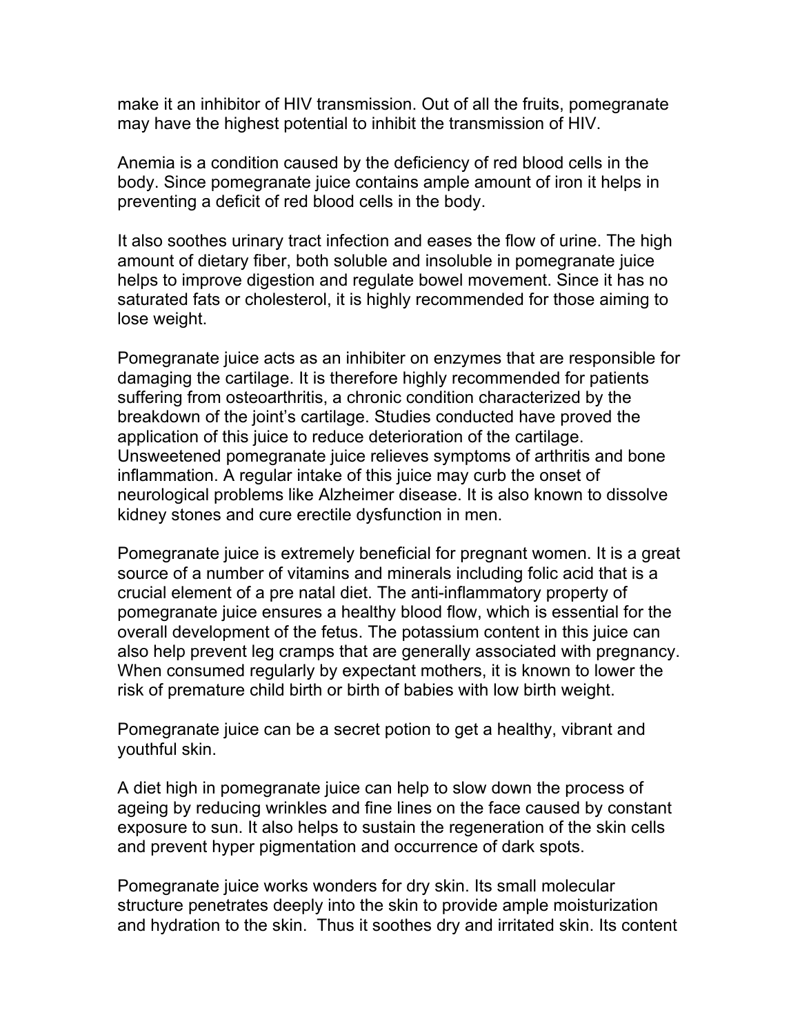make it an inhibitor of HIV transmission. Out of all the fruits, pomegranate may have the highest potential to inhibit the transmission of HIV.

Anemia is a condition caused by the deficiency of red blood cells in the body. Since pomegranate juice contains ample amount of iron it helps in preventing a deficit of red blood cells in the body.

It also soothes urinary tract infection and eases the flow of urine. The high amount of dietary fiber, both soluble and insoluble in pomegranate juice helps to improve digestion and regulate bowel movement. Since it has no saturated fats or cholesterol, it is highly recommended for those aiming to lose weight.

Pomegranate juice acts as an inhibiter on enzymes that are responsible for damaging the cartilage. It is therefore highly recommended for patients suffering from osteoarthritis, a chronic condition characterized by the breakdown of the joint's cartilage. Studies conducted have proved the application of this juice to reduce deterioration of the cartilage. Unsweetened pomegranate juice relieves symptoms of arthritis and bone inflammation. A regular intake of this juice may curb the onset of neurological problems like Alzheimer disease. It is also known to dissolve kidney stones and cure erectile dysfunction in men.

Pomegranate juice is extremely beneficial for pregnant women. It is a great source of a number of vitamins and minerals including folic acid that is a crucial element of a pre natal diet. The anti-inflammatory property of pomegranate juice ensures a healthy blood flow, which is essential for the overall development of the fetus. The potassium content in this juice can also help prevent leg cramps that are generally associated with pregnancy. When consumed regularly by expectant mothers, it is known to lower the risk of premature child birth or birth of babies with low birth weight.

Pomegranate juice can be a secret potion to get a healthy, vibrant and youthful skin.

A diet high in pomegranate juice can help to slow down the process of ageing by reducing wrinkles and fine lines on the face caused by constant exposure to sun. It also helps to sustain the regeneration of the skin cells and prevent hyper pigmentation and occurrence of dark spots.

Pomegranate juice works wonders for dry skin. Its small molecular structure penetrates deeply into the skin to provide ample moisturization and hydration to the skin. Thus it soothes dry and irritated skin. Its content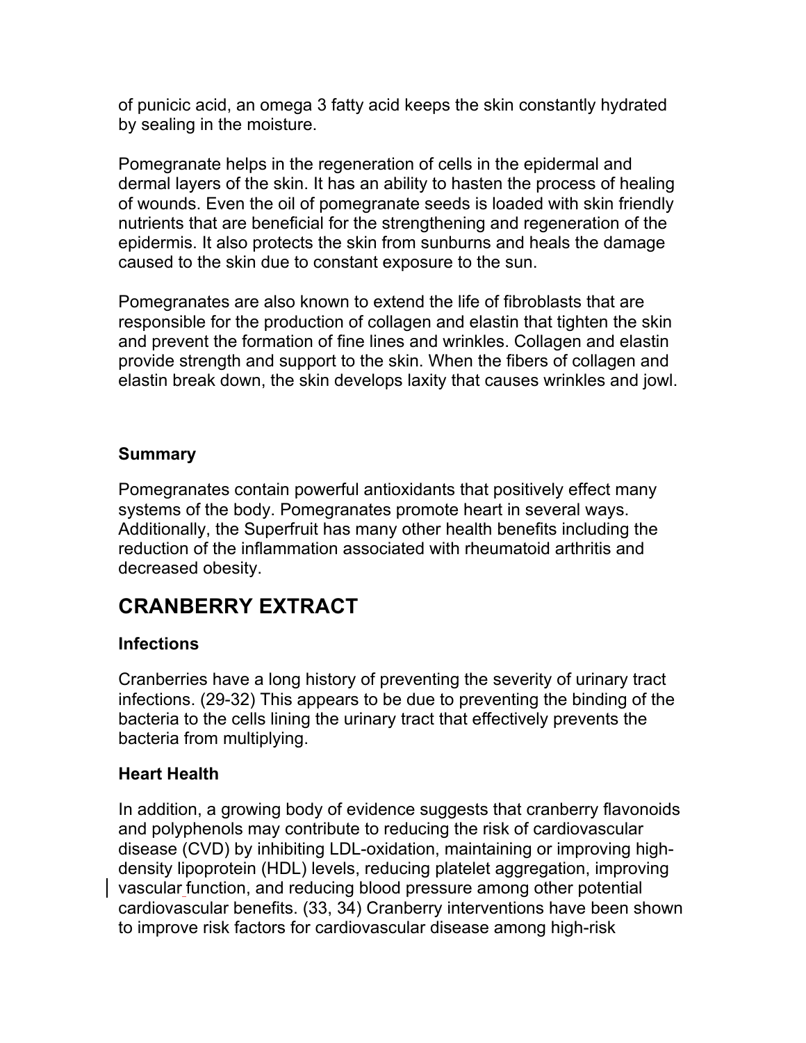of punicic acid, an omega 3 fatty acid keeps the skin constantly hydrated by sealing in the moisture.

Pomegranate helps in the regeneration of cells in the epidermal and dermal layers of the skin. It has an ability to hasten the process of healing of wounds. Even the oil of pomegranate seeds is loaded with skin friendly nutrients that are beneficial for the strengthening and regeneration of the epidermis. It also protects the skin from sunburns and heals the damage caused to the skin due to constant exposure to the sun.

Pomegranates are also known to extend the life of fibroblasts that are responsible for the production of collagen and elastin that tighten the skin and prevent the formation of fine lines and wrinkles. Collagen and elastin provide strength and support to the skin. When the fibers of collagen and elastin break down, the skin develops laxity that causes wrinkles and jowl.

**Summary**

Pomegranates contain powerful antioxidants that positively effect many systems of the body. Pomegranates promote heart in several ways. Additionally, the Superfruit has many other health benefits including the reduction of the inflammation associated with rheumatoid arthritis and decreased obesity.

## CRANBERRY EXTRACT

**Infections**

Cranberries have a long history of preventing the severity of urinary tract infections. (29-32) This appears to be due to preventing the binding of the bacteria to the cells lining the urinary tract that effectively prevents the bacteria from multiplying.

**Heart Health**

In addition, a growing body of evidence suggests that cranberry flavonoids and polyphenols may contribute to reducing the risk of cardiovascular disease (CVD) by inhibiting LDL-oxidation, maintaining or improving high-density lipoprotein (HDL) levels, reducing platelet aggregation, improving vascular function, and reducing blood pressure among other potential cardiovascular benefits. (33, 34) Cranberry interventions have been shown to improve risk factors for cardiovascular disease among high-risk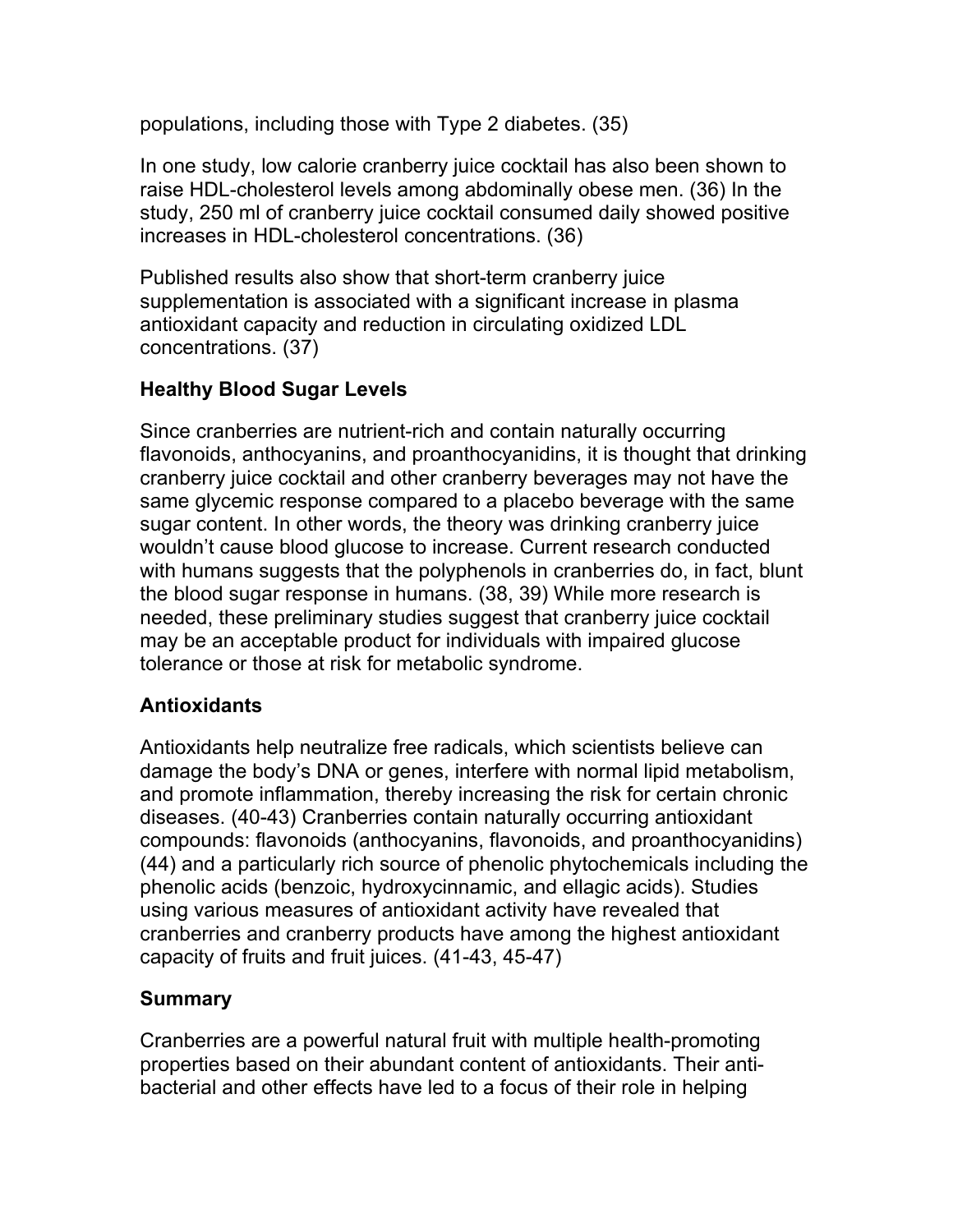populations, including those with Type 2 diabetes. (35)

In one study, low calorie cranberry juice cocktail has also been shown to raise HDL-cholesterol levels among abdominally obese men. (36) In the study, 250 ml of cranberry juice cocktail consumed daily showed positive increases in HDL-cholesterol concentrations. (36)

Published results also show that short-term cranberry juice supplementation is associated with a significant increase in plasma antioxidant capacity and reduction in circulating oxidized LDL concentrations. (37)

## Healthy Blood Sugar Levels

Since cranberries are nutrient-rich and contain naturally occurring flavonoids, anthocyanins, and proanthocyanidins, it is thought that drinking cranberry juice cocktail and other cranberry beverages may not have the same glycemic response compared to a placebo beverage with the same sugar content. In other words, the theory was drinking cranberry juice wouldn't cause blood glucose to increase. Current research conducted with humans suggests that the polyphenols in cranberries do, in fact, blunt the blood sugar response in humans. (38, 39) While more research is needed, these preliminary studies suggest that cranberry juice cocktail may be an acceptable product for individuals with impaired glucose tolerance or those at risk for metabolic syndrome.

## Antioxidants

Antioxidants help neutralize free radicals, which scientists believe can damage the body's DNA or genes, interfere with normal lipid metabolism, and promote inflammation, thereby increasing the risk for certain chronic diseases. (40-43) Cranberries contain naturally occurring antioxidant compounds: flavonoids (anthocyanins, flavonoids, and proanthocyanidins) (44) and a particularly rich source of phenolic phytochemicals including the phenolic acids (benzoic, hydroxycinnamic, and ellagic acids). Studies using various measures of antioxidant activity have revealed that cranberries and cranberry products have among the highest antioxidant capacity of fruits and fruit juices. (41-43, 45-47)

## Summary

Cranberries are a powerful natural fruit with multiple health-promoting properties based on their abundant content of antioxidants. Their anti-bacterial and other effects have led to a focus of their role in helping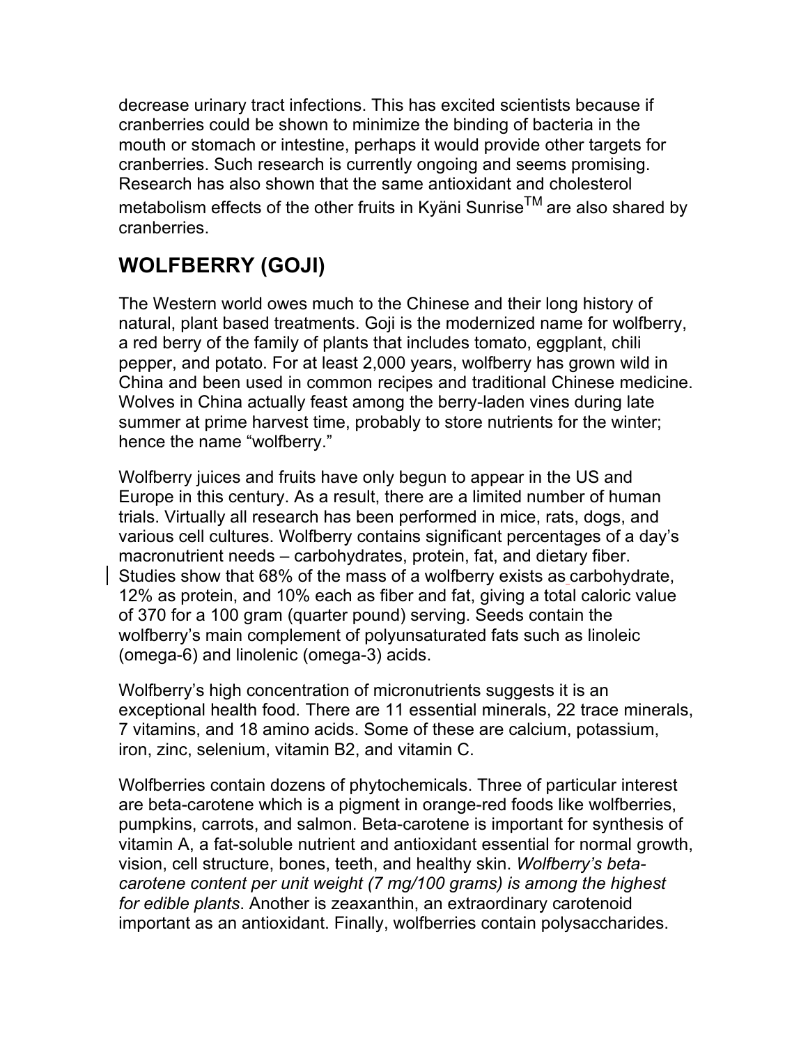decrease urinary tract infections. This has excited scientists because if cranberries could be shown to minimize the binding of bacteria in the mouth or stomach or intestine, perhaps it would provide other targets for cranberries. Such research is currently ongoing and seems promising. Research has also shown that the same antioxidant and cholesterol metabolism effects of the other fruits in Kyäni Sunrise™ are also shared by cranberries.

## WOLFBERRY (GOJI)

The Western world owes much to the Chinese and their long history of natural, plant based treatments. Goji is the modernized name for wolfberry, a red berry of the family of plants that includes tomato, eggplant, chili pepper, and potato. For at least 2,000 years, wolfberry has grown wild in China and been used in common recipes and traditional Chinese medicine. Wolves in China actually feast among the berry-laden vines during late summer at prime harvest time, probably to store nutrients for the winter; hence the name "wolfberry."

Wolfberry juices and fruits have only begun to appear in the US and Europe in this century. As a result, there are a limited number of human trials. Virtually all research has been performed in mice, rats, dogs, and various cell cultures. Wolfberry contains significant percentages of a day's macronutrient needs – carbohydrates, protein, fat, and dietary fiber. Studies show that 68% of the mass of a wolfberry exists as carbohydrate, 12% as protein, and 10% each as fiber and fat, giving a total caloric value of 370 for a 100 gram (quarter pound) serving. Seeds contain the wolfberry's main complement of polyunsaturated fats such as linoleic (omega-6) and linolenic (omega-3) acids.

Wolfberry's high concentration of micronutrients suggests it is an exceptional health food. There are 11 essential minerals, 22 trace minerals, 7 vitamins, and 18 amino acids. Some of these are calcium, potassium, iron, zinc, selenium, vitamin B2, and vitamin C.

Wolfberries contain dozens of phytochemicals. Three of particular interest are beta-carotene which is a pigment in orange-red foods like wolfberries, pumpkins, carrots, and salmon. Beta-carotene is important for synthesis of vitamin A, a fat-soluble nutrient and antioxidant essential for normal growth, vision, cell structure, bones, teeth, and healthy skin. *Wolfberry's beta-carotene content per unit weight (7 mg/100 grams) is among the highest for edible plants*. Another is zeaxanthin, an extraordinary carotenoid important as an antioxidant. Finally, wolfberries contain polysaccharides.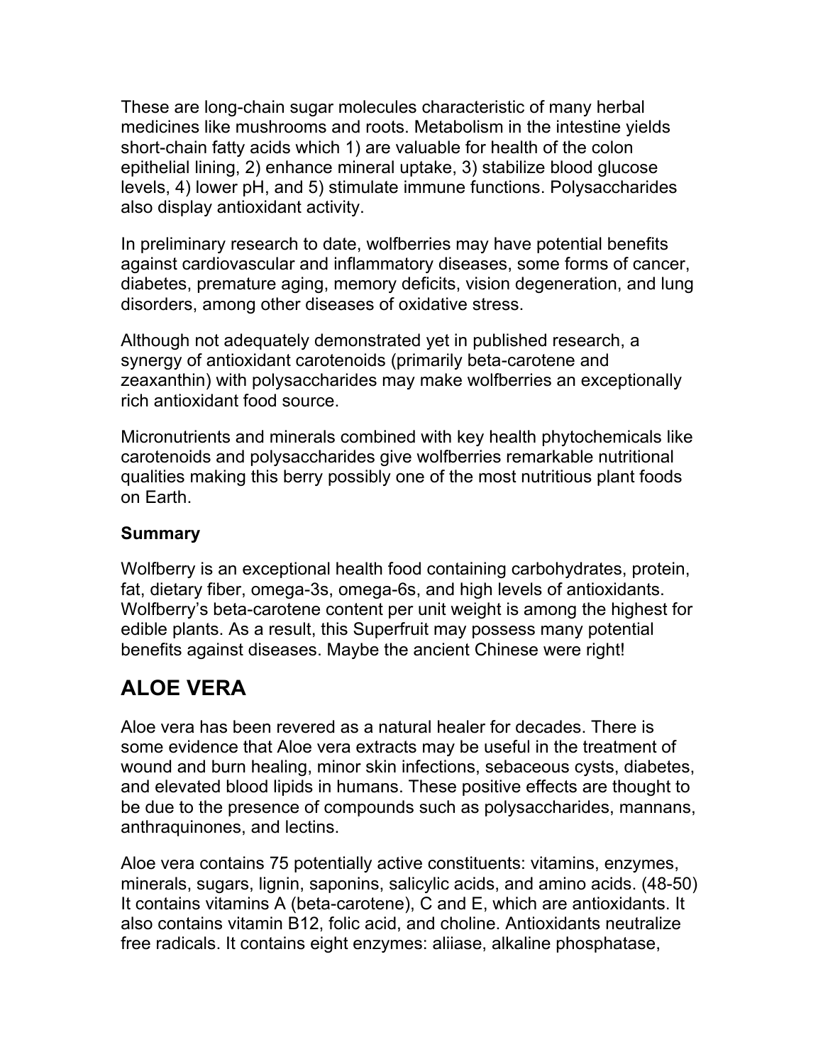These are long-chain sugar molecules characteristic of many herbal medicines like mushrooms and roots. Metabolism in the intestine yields short-chain fatty acids which 1) are valuable for health of the colon epithelial lining, 2) enhance mineral uptake, 3) stabilize blood glucose levels, 4) lower pH, and 5) stimulate immune functions. Polysaccharides also display antioxidant activity.

In preliminary research to date, wolfberries may have potential benefits against cardiovascular and inflammatory diseases, some forms of cancer, diabetes, premature aging, memory deficits, vision degeneration, and lung disorders, among other diseases of oxidative stress.

Although not adequately demonstrated yet in published research, a synergy of antioxidant carotenoids (primarily beta-carotene and zeaxanthin) with polysaccharides may make wolfberries an exceptionally rich antioxidant food source.

Micronutrients and minerals combined with key health phytochemicals like carotenoids and polysaccharides give wolfberries remarkable nutritional qualities making this berry possibly one of the most nutritious plant foods on Earth.

**Summary**

Wolfberry is an exceptional health food containing carbohydrates, protein, fat, dietary fiber, omega-3s, omega-6s, and high levels of antioxidants. Wolfberry's beta-carotene content per unit weight is among the highest for edible plants. As a result, this Superfruit may possess many potential benefits against diseases. Maybe the ancient Chinese were right!

## ALOE VERA

Aloe vera has been revered as a natural healer for decades. There is some evidence that Aloe vera extracts may be useful in the treatment of wound and burn healing, minor skin infections, sebaceous cysts, diabetes, and elevated blood lipids in humans. These positive effects are thought to be due to the presence of compounds such as polysaccharides, mannans, anthraquinones, and lectins.

Aloe vera contains 75 potentially active constituents: vitamins, enzymes, minerals, sugars, lignin, saponins, salicylic acids, and amino acids. (48-50) It contains vitamins A (beta-carotene), C and E, which are antioxidants. It also contains vitamin B12, folic acid, and choline. Antioxidants neutralize free radicals. It contains eight enzymes: aliiase, alkaline phosphatase,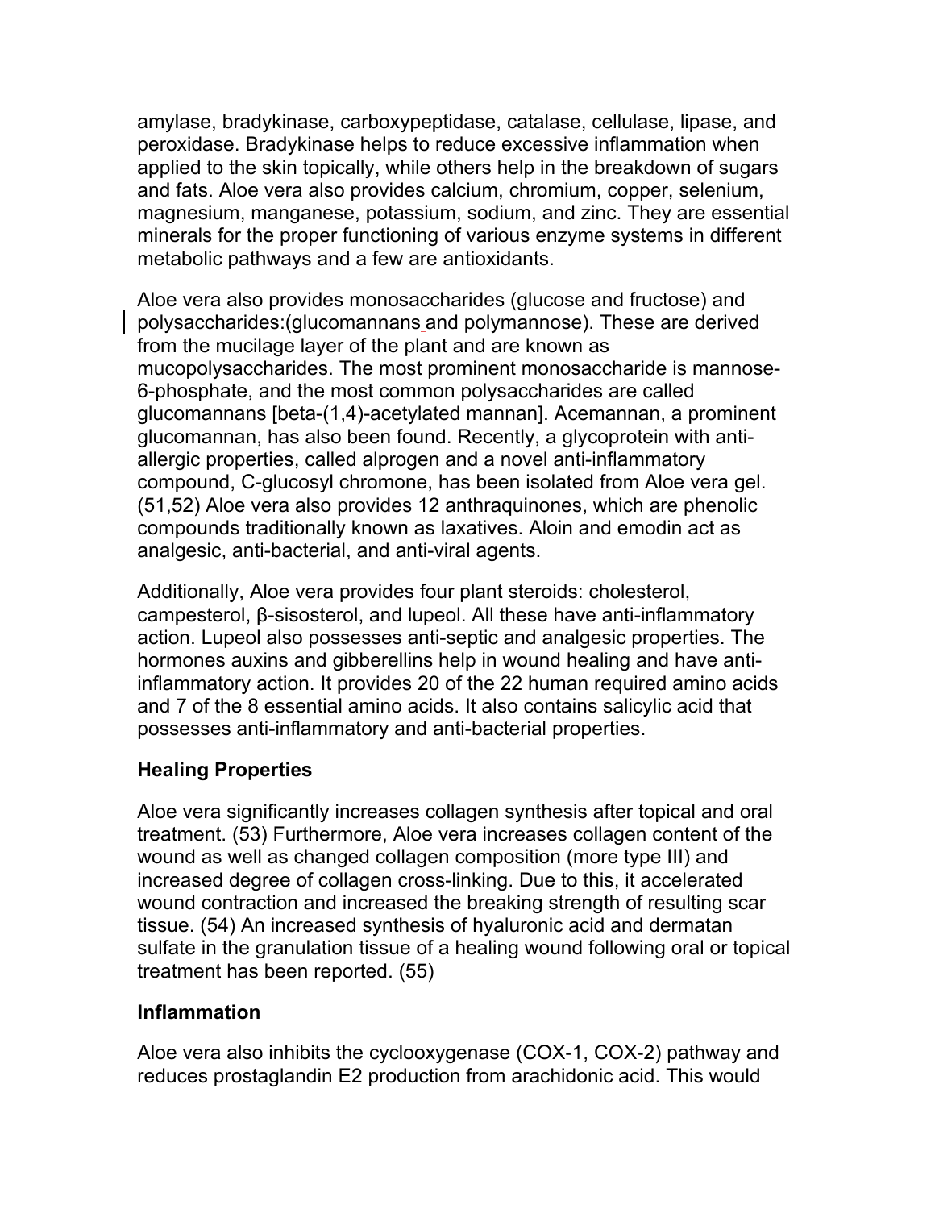amylase, bradykinase, carboxypeptidase, catalase, cellulase, lipase, and peroxidase. Bradykinase helps to reduce excessive inflammation when applied to the skin topically, while others help in the breakdown of sugars and fats. Aloe vera also provides calcium, chromium, copper, selenium, magnesium, manganese, potassium, sodium, and zinc. They are essential minerals for the proper functioning of various enzyme systems in different metabolic pathways and a few are antioxidants.

Aloe vera also provides monosaccharides (glucose and fructose) and polysaccharides:(glucomannans and polymannose). These are derived from the mucilage layer of the plant and are known as mucopolysaccharides. The most prominent monosaccharide is mannose-6-phosphate, and the most common polysaccharides are called glucomannans [beta-(1,4)-acetylated mannan]. Acemannan, a prominent glucomannan, has also been found. Recently, a glycoprotein with anti-allergic properties, called alprogen and a novel anti-inflammatory compound, C-glucosyl chromone, has been isolated from Aloe vera gel. (51,52) Aloe vera also provides 12 anthraquinones, which are phenolic compounds traditionally known as laxatives. Aloin and emodin act as analgesic, anti-bacterial, and anti-viral agents.

Additionally, Aloe vera provides four plant steroids: cholesterol, campesterol, β-sisosterol, and lupeol. All these have anti-inflammatory action. Lupeol also possesses anti-septic and analgesic properties. The hormones auxins and gibberellins help in wound healing and have anti-inflammatory action. It provides 20 of the 22 human required amino acids and 7 of the 8 essential amino acids. It also contains salicylic acid that possesses anti-inflammatory and anti-bacterial properties.

### Healing Properties

Aloe vera significantly increases collagen synthesis after topical and oral treatment. (53) Furthermore, Aloe vera increases collagen content of the wound as well as changed collagen composition (more type III) and increased degree of collagen cross-linking. Due to this, it accelerated wound contraction and increased the breaking strength of resulting scar tissue. (54) An increased synthesis of hyaluronic acid and dermatan sulfate in the granulation tissue of a healing wound following oral or topical treatment has been reported. (55)

### Inflammation

Aloe vera also inhibits the cyclooxygenase (COX-1, COX-2) pathway and reduces prostaglandin E2 production from arachidonic acid. This would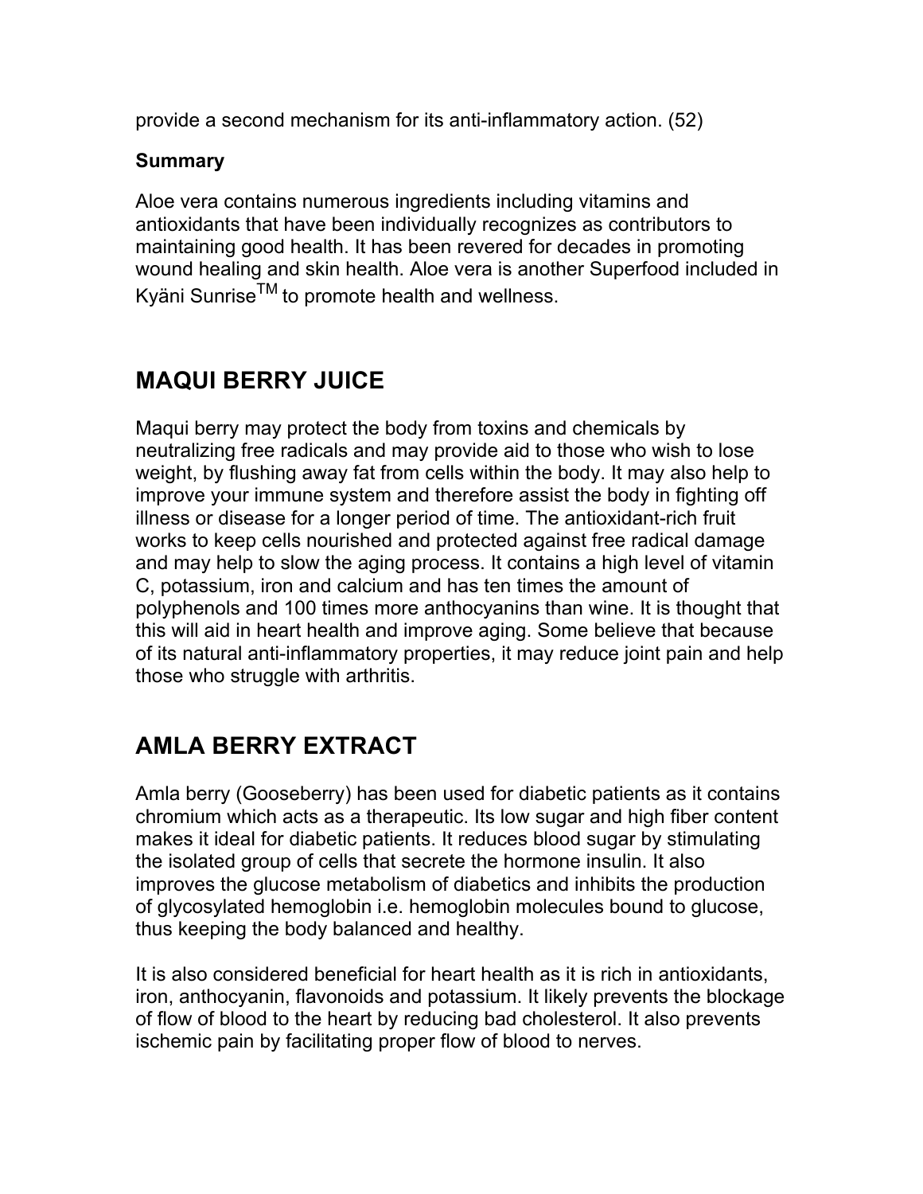provide a second mechanism for its anti-inflammatory action. (52)

**Summary**

Aloe vera contains numerous ingredients including vitamins and antioxidants that have been individually recognizes as contributors to maintaining good health. It has been revered for decades in promoting wound healing and skin health. Aloe vera is another Superfood included in Kyäni Sunrise™ to promote health and wellness.

## MAQUI BERRY JUICE

Maqui berry may protect the body from toxins and chemicals by neutralizing free radicals and may provide aid to those who wish to lose weight, by flushing away fat from cells within the body. It may also help to improve your immune system and therefore assist the body in fighting off illness or disease for a longer period of time. The antioxidant-rich fruit works to keep cells nourished and protected against free radical damage and may help to slow the aging process. It contains a high level of vitamin C, potassium, iron and calcium and has ten times the amount of polyphenols and 100 times more anthocyanins than wine. It is thought that this will aid in heart health and improve aging. Some believe that because of its natural anti-inflammatory properties, it may reduce joint pain and help those who struggle with arthritis.

## AMLA BERRY EXTRACT

Amla berry (Gooseberry) has been used for diabetic patients as it contains chromium which acts as a therapeutic. Its low sugar and high fiber content makes it ideal for diabetic patients. It reduces blood sugar by stimulating the isolated group of cells that secrete the hormone insulin. It also improves the glucose metabolism of diabetics and inhibits the production of glycosylated hemoglobin i.e. hemoglobin molecules bound to glucose, thus keeping the body balanced and healthy.

It is also considered beneficial for heart health as it is rich in antioxidants, iron, anthocyanin, flavonoids and potassium. It likely prevents the blockage of flow of blood to the heart by reducing bad cholesterol. It also prevents ischemic pain by facilitating proper flow of blood to nerves.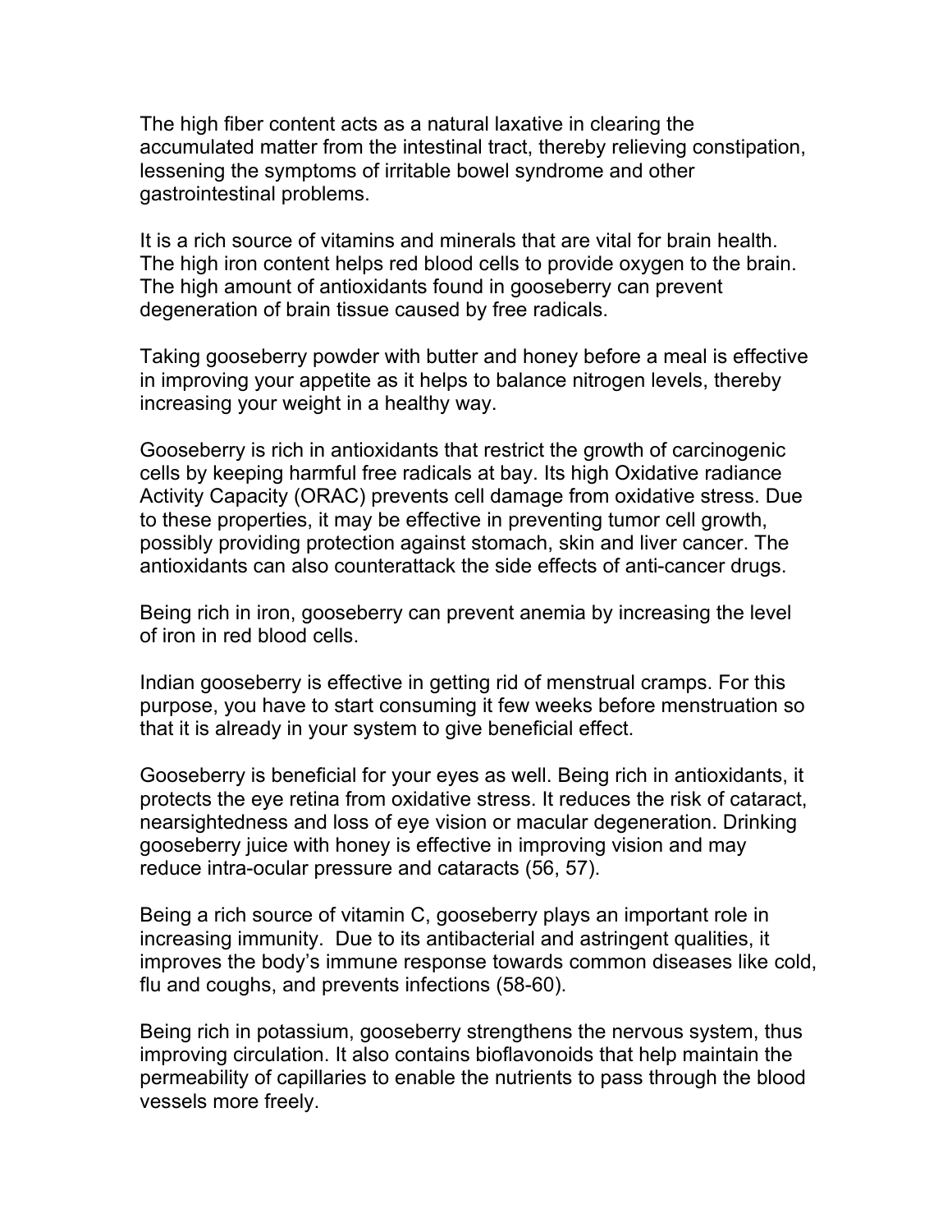The high fiber content acts as a natural laxative in clearing the accumulated matter from the intestinal tract, thereby relieving constipation, lessening the symptoms of irritable bowel syndrome and other gastrointestinal problems.

It is a rich source of vitamins and minerals that are vital for brain health. The high iron content helps red blood cells to provide oxygen to the brain. The high amount of antioxidants found in gooseberry can prevent degeneration of brain tissue caused by free radicals.

Taking gooseberry powder with butter and honey before a meal is effective in improving your appetite as it helps to balance nitrogen levels, thereby increasing your weight in a healthy way.

Gooseberry is rich in antioxidants that restrict the growth of carcinogenic cells by keeping harmful free radicals at bay. Its high Oxidative radiance Activity Capacity (ORAC) prevents cell damage from oxidative stress. Due to these properties, it may be effective in preventing tumor cell growth, possibly providing protection against stomach, skin and liver cancer. The antioxidants can also counterattack the side effects of anti-cancer drugs.

Being rich in iron, gooseberry can prevent anemia by increasing the level of iron in red blood cells.

Indian gooseberry is effective in getting rid of menstrual cramps. For this purpose, you have to start consuming it few weeks before menstruation so that it is already in your system to give beneficial effect.

Gooseberry is beneficial for your eyes as well. Being rich in antioxidants, it protects the eye retina from oxidative stress. It reduces the risk of cataract, nearsightedness and loss of eye vision or macular degeneration. Drinking gooseberry juice with honey is effective in improving vision and may reduce intra-ocular pressure and cataracts (56, 57).

Being a rich source of vitamin C, gooseberry plays an important role in increasing immunity. Due to its antibacterial and astringent qualities, it improves the body's immune response towards common diseases like cold, flu and coughs, and prevents infections (58-60).

Being rich in potassium, gooseberry strengthens the nervous system, thus improving circulation. It also contains bioflavonoids that help maintain the permeability of capillaries to enable the nutrients to pass through the blood vessels more freely.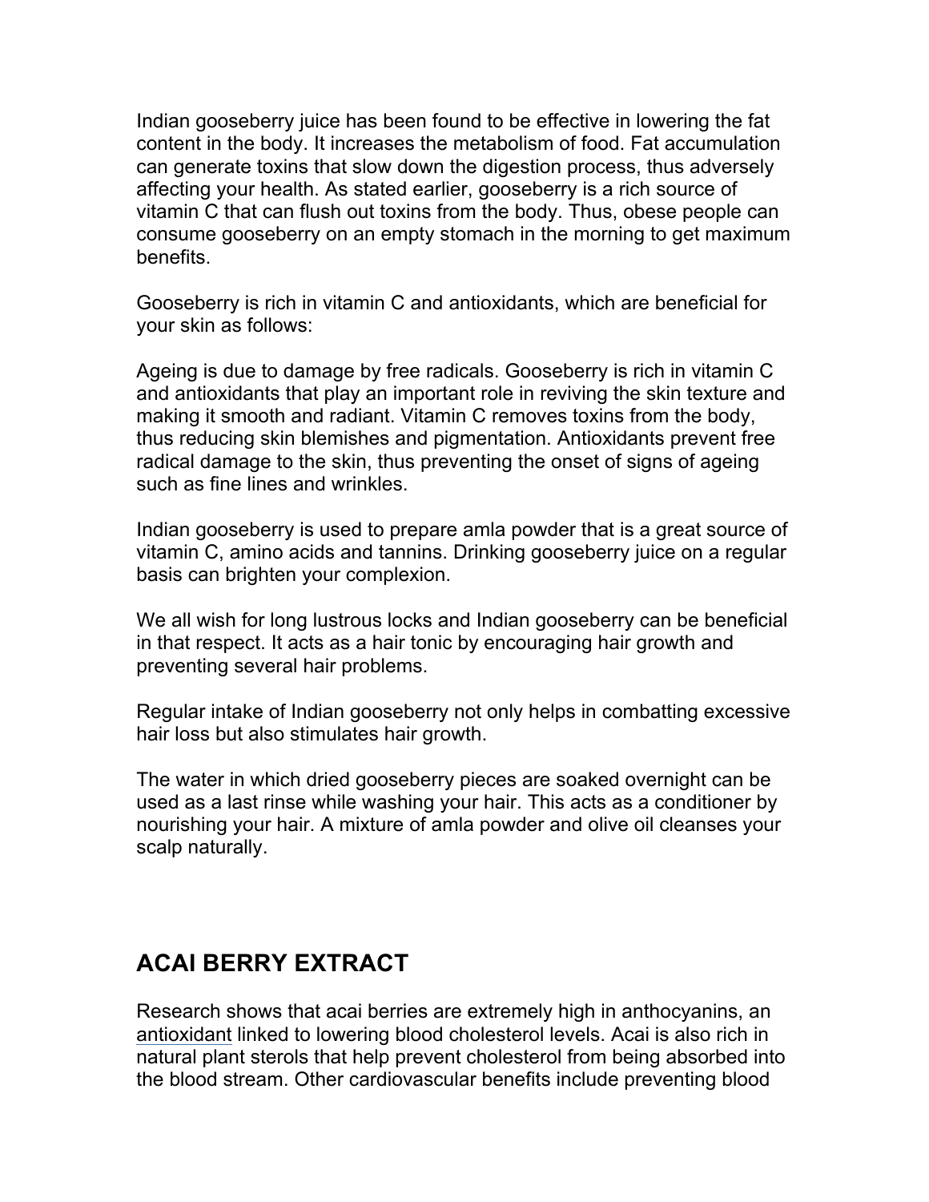Indian gooseberry juice has been found to be effective in lowering the fat content in the body. It increases the metabolism of food. Fat accumulation can generate toxins that slow down the digestion process, thus adversely affecting your health. As stated earlier, gooseberry is a rich source of vitamin C that can flush out toxins from the body. Thus, obese people can consume gooseberry on an empty stomach in the morning to get maximum benefits.

Gooseberry is rich in vitamin C and antioxidants, which are beneficial for your skin as follows:

Ageing is due to damage by free radicals. Gooseberry is rich in vitamin C and antioxidants that play an important role in reviving the skin texture and making it smooth and radiant. Vitamin C removes toxins from the body, thus reducing skin blemishes and pigmentation. Antioxidants prevent free radical damage to the skin, thus preventing the onset of signs of ageing such as fine lines and wrinkles.

Indian gooseberry is used to prepare amla powder that is a great source of vitamin C, amino acids and tannins. Drinking gooseberry juice on a regular basis can brighten your complexion.

We all wish for long lustrous locks and Indian gooseberry can be beneficial in that respect. It acts as a hair tonic by encouraging hair growth and preventing several hair problems.

Regular intake of Indian gooseberry not only helps in combatting excessive hair loss but also stimulates hair growth.

The water in which dried gooseberry pieces are soaked overnight can be used as a last rinse while washing your hair. This acts as a conditioner by nourishing your hair. A mixture of amla powder and olive oil cleanses your scalp naturally.

## ACAI BERRY EXTRACT

Research shows that acai berries are extremely high in anthocyanins, an antioxidant linked to lowering blood cholesterol levels. Acai is also rich in natural plant sterols that help prevent cholesterol from being absorbed into the blood stream. Other cardiovascular benefits include preventing blood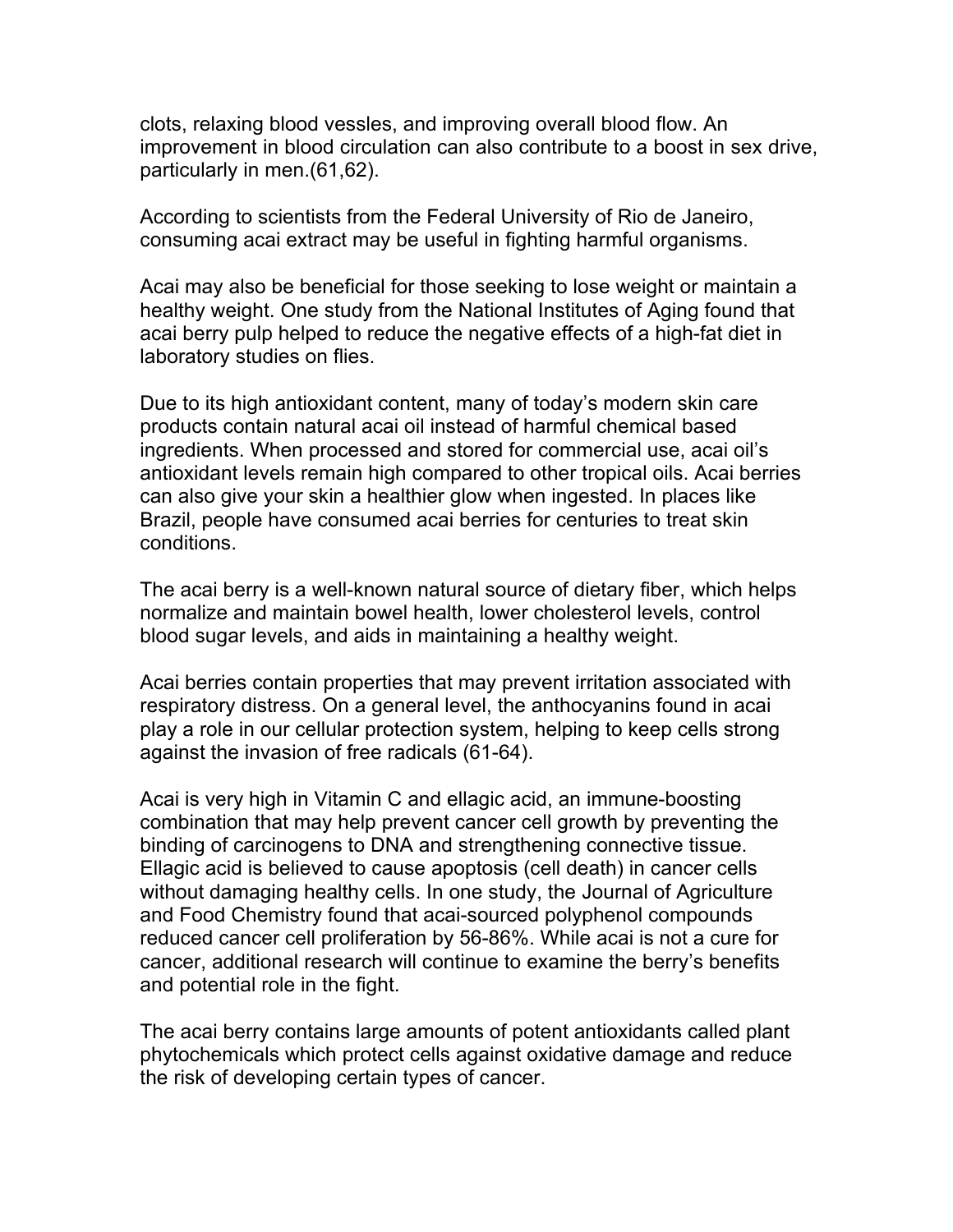clots, relaxing blood vessles, and improving overall blood flow. An improvement in blood circulation can also contribute to a boost in sex drive, particularly in men.(61,62).

According to scientists from the Federal University of Rio de Janeiro, consuming acai extract may be useful in fighting harmful organisms.

Acai may also be beneficial for those seeking to lose weight or maintain a healthy weight. One study from the National Institutes of Aging found that acai berry pulp helped to reduce the negative effects of a high-fat diet in laboratory studies on flies.

Due to its high antioxidant content, many of today's modern skin care products contain natural acai oil instead of harmful chemical based ingredients. When processed and stored for commercial use, acai oil's antioxidant levels remain high compared to other tropical oils. Acai berries can also give your skin a healthier glow when ingested. In places like Brazil, people have consumed acai berries for centuries to treat skin conditions.

The acai berry is a well-known natural source of dietary fiber, which helps normalize and maintain bowel health, lower cholesterol levels, control blood sugar levels, and aids in maintaining a healthy weight.

Acai berries contain properties that may prevent irritation associated with respiratory distress. On a general level, the anthocyanins found in acai play a role in our cellular protection system, helping to keep cells strong against the invasion of free radicals (61-64).

Acai is very high in Vitamin C and ellagic acid, an immune-boosting combination that may help prevent cancer cell growth by preventing the binding of carcinogens to DNA and strengthening connective tissue. Ellagic acid is believed to cause apoptosis (cell death) in cancer cells without damaging healthy cells. In one study, the Journal of Agriculture and Food Chemistry found that acai-sourced polyphenol compounds reduced cancer cell proliferation by 56-86%. While acai is not a cure for cancer, additional research will continue to examine the berry's benefits and potential role in the fight.

The acai berry contains large amounts of potent antioxidants called plant phytochemicals which protect cells against oxidative damage and reduce the risk of developing certain types of cancer.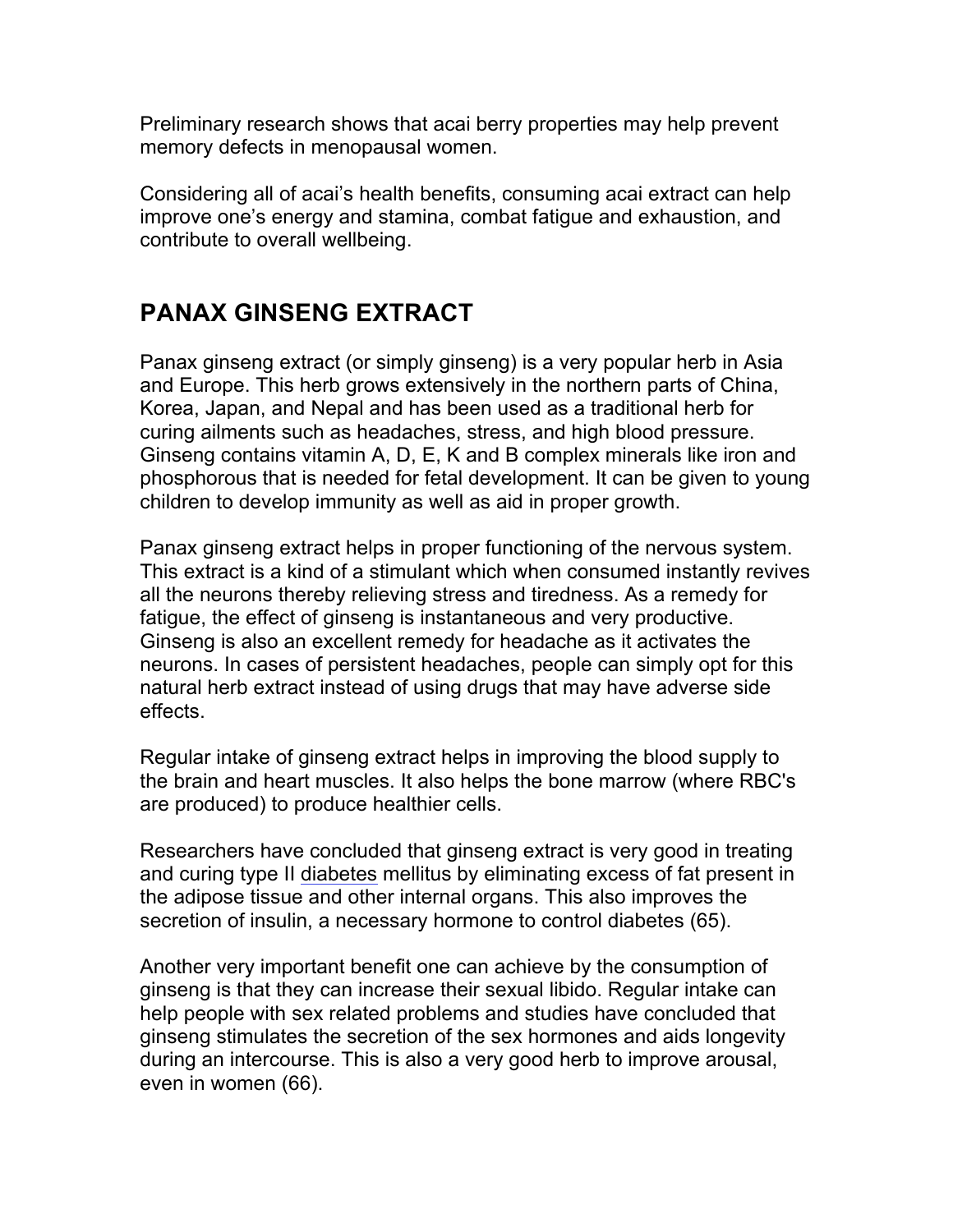Preliminary research shows that acai berry properties may help prevent memory defects in menopausal women.

Considering all of acai's health benefits, consuming acai extract can help improve one's energy and stamina, combat fatigue and exhaustion, and contribute to overall wellbeing.

## PANAX GINSENG EXTRACT

Panax ginseng extract (or simply ginseng) is a very popular herb in Asia and Europe. This herb grows extensively in the northern parts of China, Korea, Japan, and Nepal and has been used as a traditional herb for curing ailments such as headaches, stress, and high blood pressure. Ginseng contains vitamin A, D, E, K and B complex minerals like iron and phosphorous that is needed for fetal development. It can be given to young children to develop immunity as well as aid in proper growth.

Panax ginseng extract helps in proper functioning of the nervous system. This extract is a kind of a stimulant which when consumed instantly revives all the neurons thereby relieving stress and tiredness. As a remedy for fatigue, the effect of ginseng is instantaneous and very productive. Ginseng is also an excellent remedy for headache as it activates the neurons. In cases of persistent headaches, people can simply opt for this natural herb extract instead of using drugs that may have adverse side effects.

Regular intake of ginseng extract helps in improving the blood supply to the brain and heart muscles. It also helps the bone marrow (where RBC's are produced) to produce healthier cells.

Researchers have concluded that ginseng extract is very good in treating and curing type II diabetes mellitus by eliminating excess of fat present in the adipose tissue and other internal organs. This also improves the secretion of insulin, a necessary hormone to control diabetes (65).

Another very important benefit one can achieve by the consumption of ginseng is that they can increase their sexual libido. Regular intake can help people with sex related problems and studies have concluded that ginseng stimulates the secretion of the sex hormones and aids longevity during an intercourse. This is also a very good herb to improve arousal, even in women (66).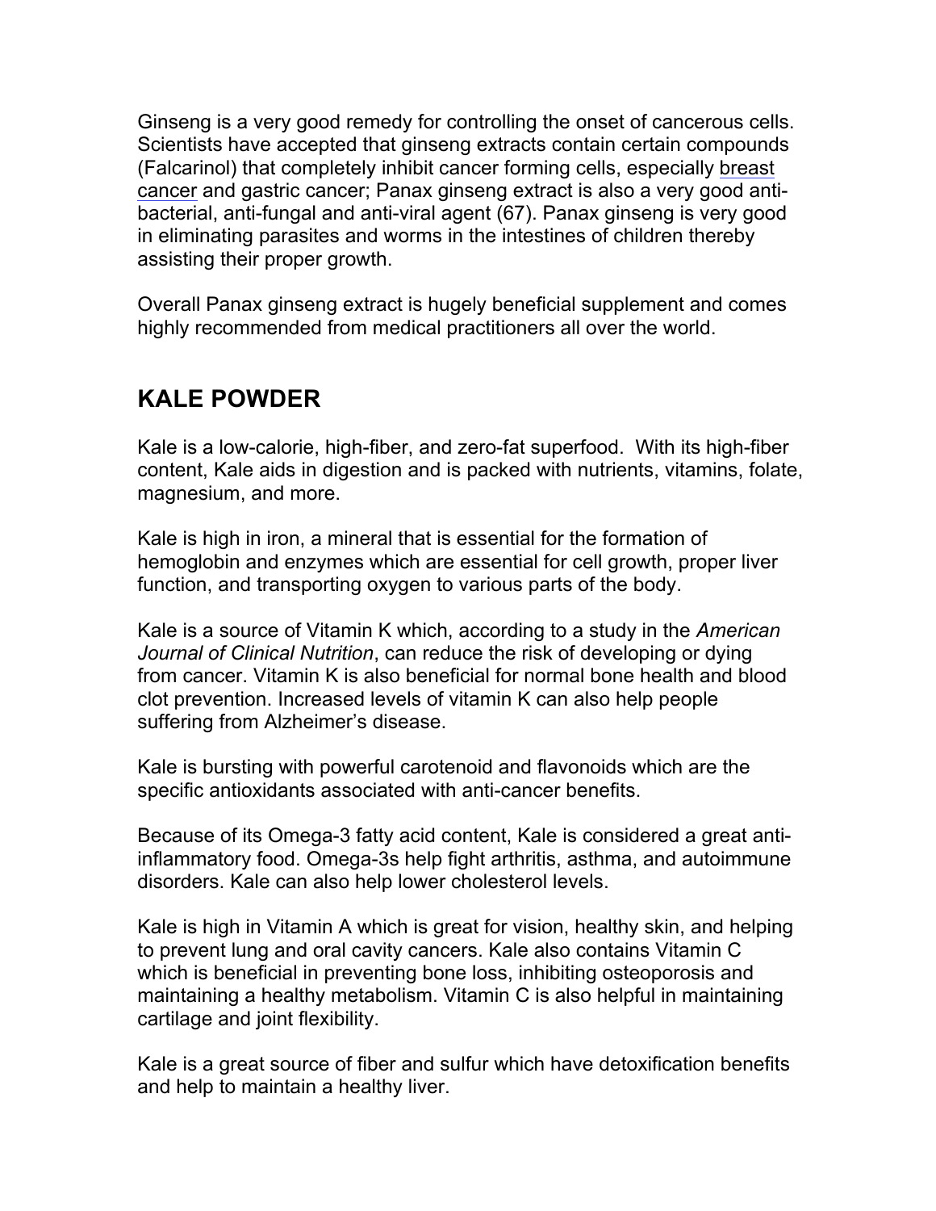Ginseng is a very good remedy for controlling the onset of cancerous cells. Scientists have accepted that ginseng extracts contain certain compounds (Falcarinol) that completely inhibit cancer forming cells, especially breast cancer and gastric cancer; Panax ginseng extract is also a very good anti-bacterial, anti-fungal and anti-viral agent (67). Panax ginseng is very good in eliminating parasites and worms in the intestines of children thereby assisting their proper growth.

Overall Panax ginseng extract is hugely beneficial supplement and comes highly recommended from medical practitioners all over the world.

## KALE POWDER

Kale is a low-calorie, high-fiber, and zero-fat superfood. With its high-fiber content, Kale aids in digestion and is packed with nutrients, vitamins, folate, magnesium, and more.

Kale is high in iron, a mineral that is essential for the formation of hemoglobin and enzymes which are essential for cell growth, proper liver function, and transporting oxygen to various parts of the body.

Kale is a source of Vitamin K which, according to a study in the *American Journal of Clinical Nutrition*, can reduce the risk of developing or dying from cancer. Vitamin K is also beneficial for normal bone health and blood clot prevention. Increased levels of vitamin K can also help people suffering from Alzheimer's disease.

Kale is bursting with powerful carotenoid and flavonoids which are the specific antioxidants associated with anti-cancer benefits.

Because of its Omega-3 fatty acid content, Kale is considered a great anti-inflammatory food. Omega-3s help fight arthritis, asthma, and autoimmune disorders. Kale can also help lower cholesterol levels.

Kale is high in Vitamin A which is great for vision, healthy skin, and helping to prevent lung and oral cavity cancers. Kale also contains Vitamin C which is beneficial in preventing bone loss, inhibiting osteoporosis and maintaining a healthy metabolism. Vitamin C is also helpful in maintaining cartilage and joint flexibility.

Kale is a great source of fiber and sulfur which have detoxification benefits and help to maintain a healthy liver.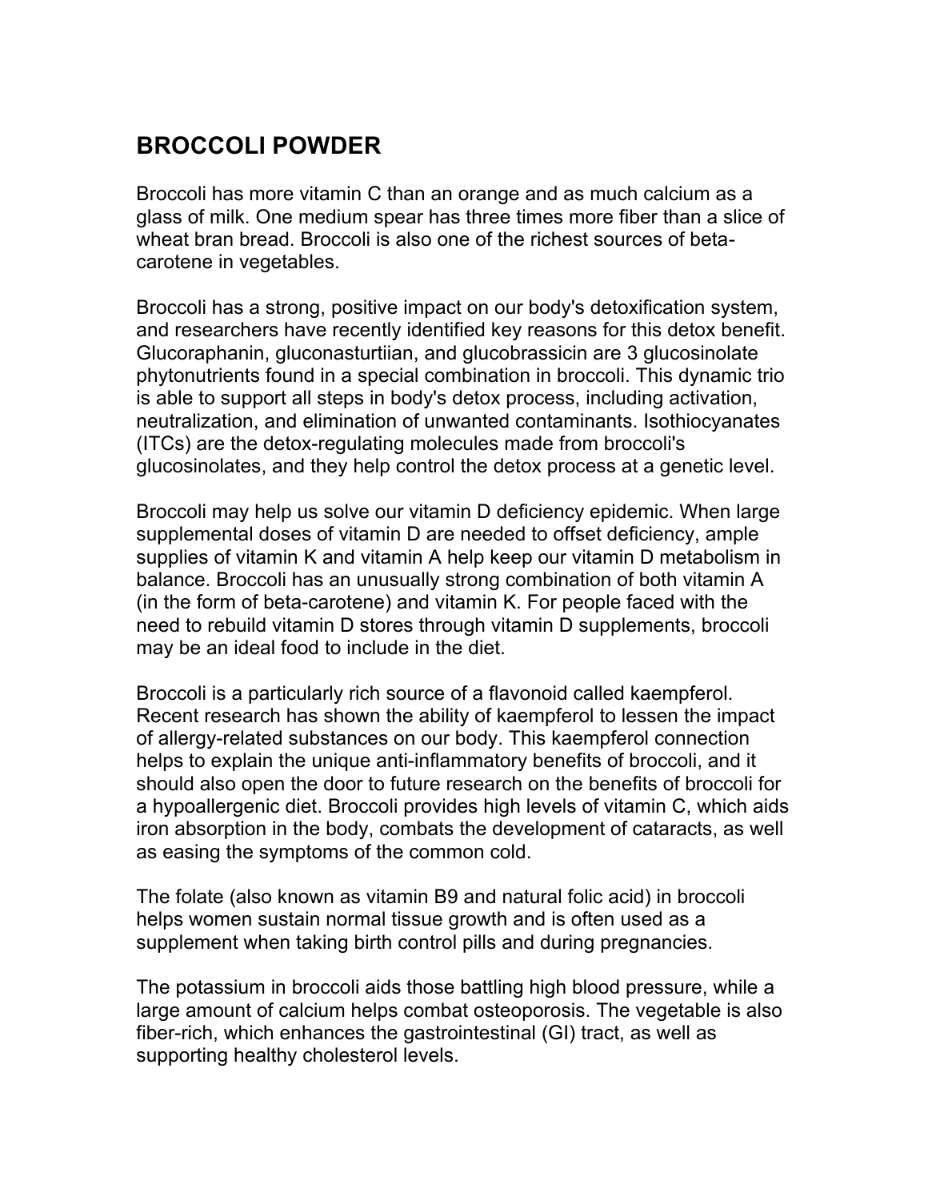## BROCCOLI POWDER

Broccoli has more vitamin C than an orange and as much calcium as a glass of milk. One medium spear has three times more fiber than a slice of wheat bran bread. Broccoli is also one of the richest sources of beta-carotene in vegetables.

Broccoli has a strong, positive impact on our body's detoxification system, and researchers have recently identified key reasons for this detox benefit. Glucoraphanin, gluconasturtiian, and glucobrassicin are 3 glucosinolate phytonutrients found in a special combination in broccoli. This dynamic trio is able to support all steps in body's detox process, including activation, neutralization, and elimination of unwanted contaminants. Isothiocyanates (ITCs) are the detox-regulating molecules made from broccoli's glucosinolates, and they help control the detox process at a genetic level.

Broccoli may help us solve our vitamin D deficiency epidemic. When large supplemental doses of vitamin D are needed to offset deficiency, ample supplies of vitamin K and vitamin A help keep our vitamin D metabolism in balance. Broccoli has an unusually strong combination of both vitamin A (in the form of beta-carotene) and vitamin K. For people faced with the need to rebuild vitamin D stores through vitamin D supplements, broccoli may be an ideal food to include in the diet.

Broccoli is a particularly rich source of a flavonoid called kaempferol. Recent research has shown the ability of kaempferol to lessen the impact of allergy-related substances on our body. This kaempferol connection helps to explain the unique anti-inflammatory benefits of broccoli, and it should also open the door to future research on the benefits of broccoli for a hypoallergenic diet. Broccoli provides high levels of vitamin C, which aids iron absorption in the body, combats the development of cataracts, as well as easing the symptoms of the common cold.

The folate (also known as vitamin B9 and natural folic acid) in broccoli helps women sustain normal tissue growth and is often used as a supplement when taking birth control pills and during pregnancies.

The potassium in broccoli aids those battling high blood pressure, while a large amount of calcium helps combat osteoporosis. The vegetable is also fiber-rich, which enhances the gastrointestinal (GI) tract, as well as supporting healthy cholesterol levels.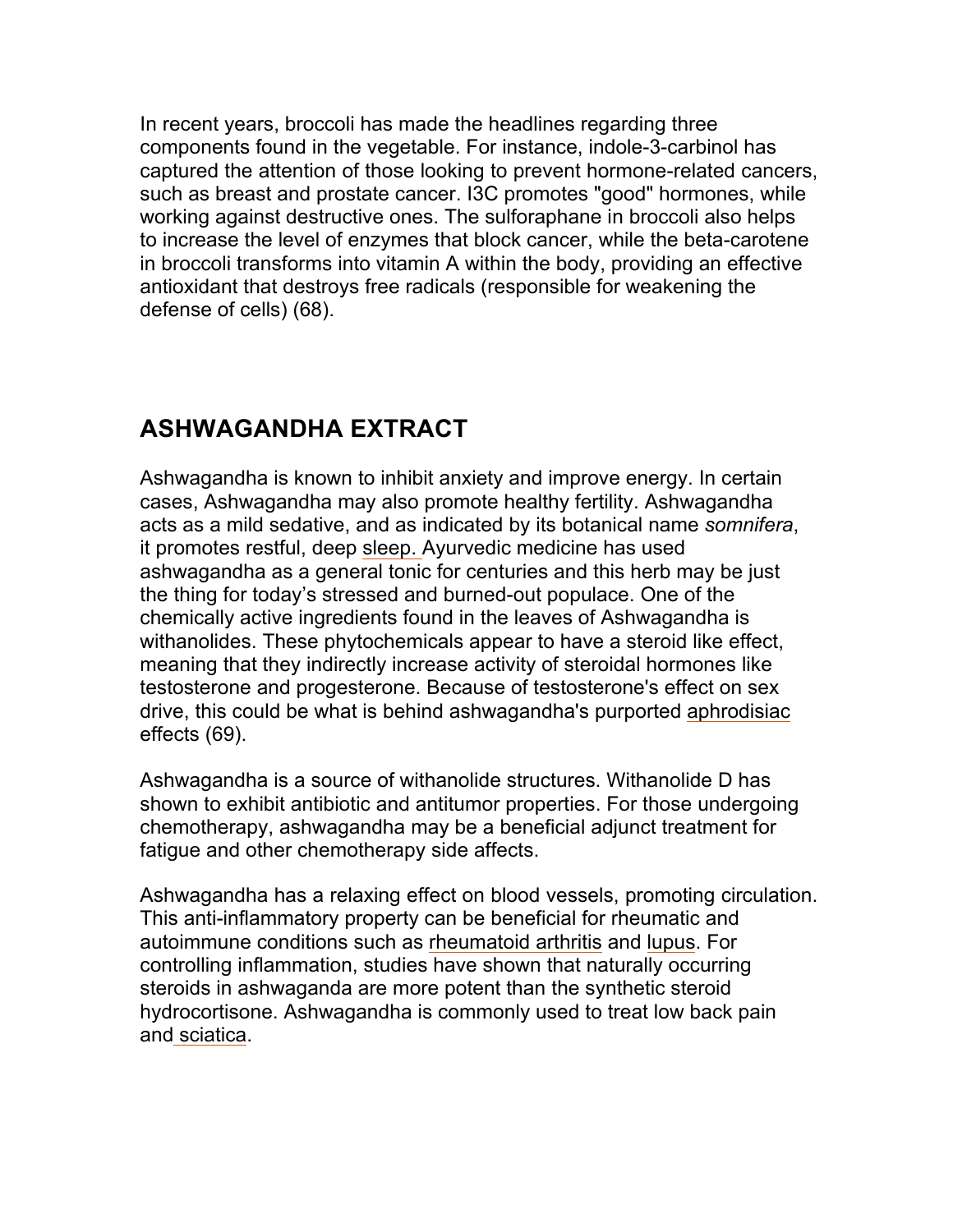In recent years, broccoli has made the headlines regarding three components found in the vegetable. For instance, indole-3-carbinol has captured the attention of those looking to prevent hormone-related cancers, such as breast and prostate cancer. I3C promotes "good" hormones, while working against destructive ones. The sulforaphane in broccoli also helps to increase the level of enzymes that block cancer, while the beta-carotene in broccoli transforms into vitamin A within the body, providing an effective antioxidant that destroys free radicals (responsible for weakening the defense of cells) (68).

## ASHWAGANDHA EXTRACT

Ashwagandha is known to inhibit anxiety and improve energy. In certain cases, Ashwagandha may also promote healthy fertility. Ashwagandha acts as a mild sedative, and as indicated by its botanical name *somnifera*, it promotes restful, deep sleep. Ayurvedic medicine has used ashwagandha as a general tonic for centuries and this herb may be just the thing for today's stressed and burned-out populace. One of the chemically active ingredients found in the leaves of Ashwagandha is withanolides. These phytochemicals appear to have a steroid like effect, meaning that they indirectly increase activity of steroidal hormones like testosterone and progesterone. Because of testosterone's effect on sex drive, this could be what is behind ashwagandha's purported aphrodisiac effects (69).

Ashwagandha is a source of withanolide structures. Withanolide D has shown to exhibit antibiotic and antitumor properties. For those undergoing chemotherapy, ashwagandha may be a beneficial adjunct treatment for fatigue and other chemotherapy side affects.

Ashwagandha has a relaxing effect on blood vessels, promoting circulation. This anti-inflammatory property can be beneficial for rheumatic and autoimmune conditions such as rheumatoid arthritis and lupus. For controlling inflammation, studies have shown that naturally occurring steroids in ashwaganda are more potent than the synthetic steroid hydrocortisone. Ashwagandha is commonly used to treat low back pain and sciatica.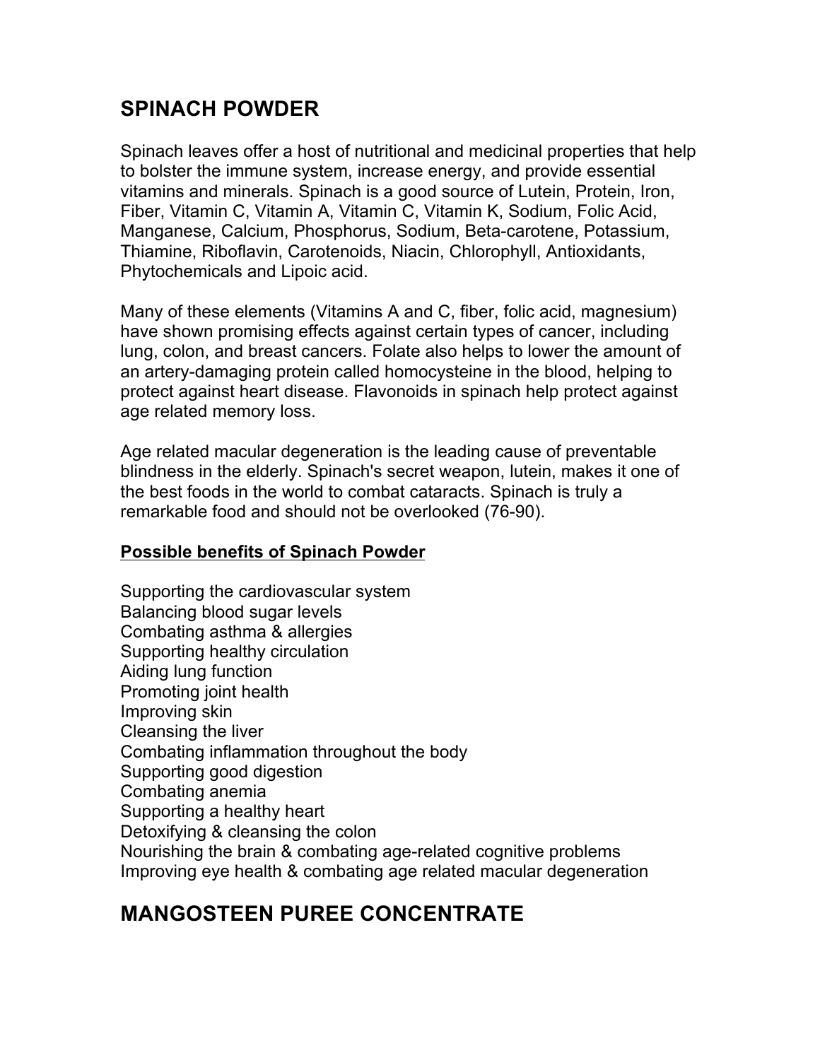# SPINACH POWDER

Spinach leaves offer a host of nutritional and medicinal properties that help to bolster the immune system, increase energy, and provide essential vitamins and minerals. Spinach is a good source of Lutein, Protein, Iron, Fiber, Vitamin C, Vitamin A, Vitamin C, Vitamin K, Sodium, Folic Acid, Manganese, Calcium, Phosphorus, Sodium, Beta-carotene, Potassium, Thiamine, Riboflavin, Carotenoids, Niacin, Chlorophyll, Antioxidants, Phytochemicals and Lipoic acid.

Many of these elements (Vitamins A and C, fiber, folic acid, magnesium) have shown promising effects against certain types of cancer, including lung, colon, and breast cancers. Folate also helps to lower the amount of an artery-damaging protein called homocysteine in the blood, helping to protect against heart disease. Flavonoids in spinach help protect against age related memory loss.

Age related macular degeneration is the leading cause of preventable blindness in the elderly. Spinach's secret weapon, lutein, makes it one of the best foods in the world to combat cataracts. Spinach is truly a remarkable food and should not be overlooked (76-90).

**Possible benefits of Spinach Powder**

Supporting the cardiovascular system
Balancing blood sugar levels
Combating asthma & allergies
Supporting healthy circulation
Aiding lung function
Promoting joint health
Improving skin
Cleansing the liver
Combating inflammation throughout the body
Supporting good digestion
Combating anemia
Supporting a healthy heart
Detoxifying & cleansing the colon
Nourishing the brain & combating age-related cognitive problems
Improving eye health & combating age related macular degeneration

# MANGOSTEEN PUREE CONCENTRATE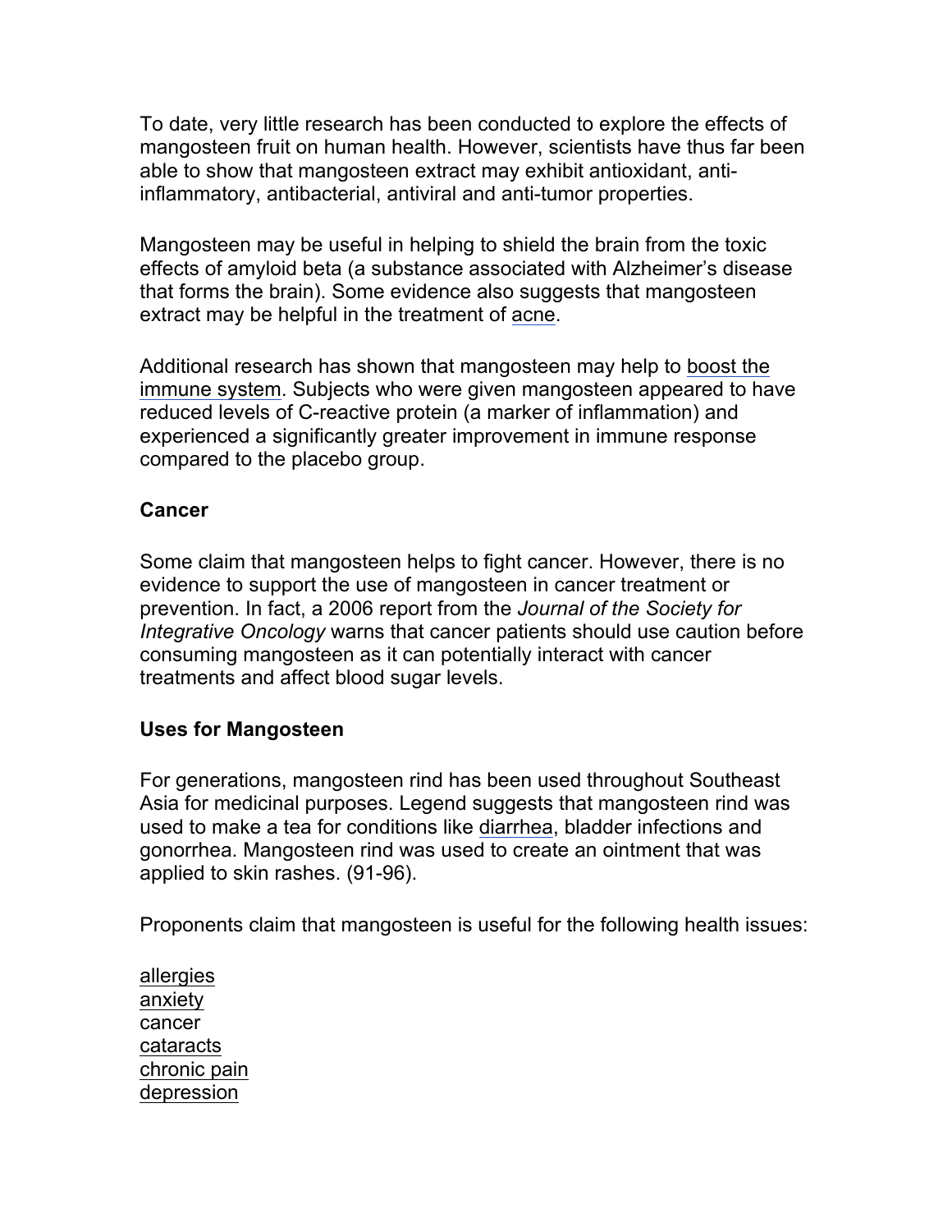To date, very little research has been conducted to explore the effects of mangosteen fruit on human health. However, scientists have thus far been able to show that mangosteen extract may exhibit antioxidant, anti-inflammatory, antibacterial, antiviral and anti-tumor properties.

Mangosteen may be useful in helping to shield the brain from the toxic effects of amyloid beta (a substance associated with Alzheimer's disease that forms the brain). Some evidence also suggests that mangosteen extract may be helpful in the treatment of acne.

Additional research has shown that mangosteen may help to boost the immune system. Subjects who were given mangosteen appeared to have reduced levels of C-reactive protein (a marker of inflammation) and experienced a significantly greater improvement in immune response compared to the placebo group.

**Cancer**

Some claim that mangosteen helps to fight cancer. However, there is no evidence to support the use of mangosteen in cancer treatment or prevention. In fact, a 2006 report from the *Journal of the Society for Integrative Oncology* warns that cancer patients should use caution before consuming mangosteen as it can potentially interact with cancer treatments and affect blood sugar levels.

**Uses for Mangosteen**

For generations, mangosteen rind has been used throughout Southeast Asia for medicinal purposes. Legend suggests that mangosteen rind was used to make a tea for conditions like diarrhea, bladder infections and gonorrhea. Mangosteen rind was used to create an ointment that was applied to skin rashes. (91-96).

Proponents claim that mangosteen is useful for the following health issues:

allergies
anxiety
cancer
cataracts
chronic pain
depression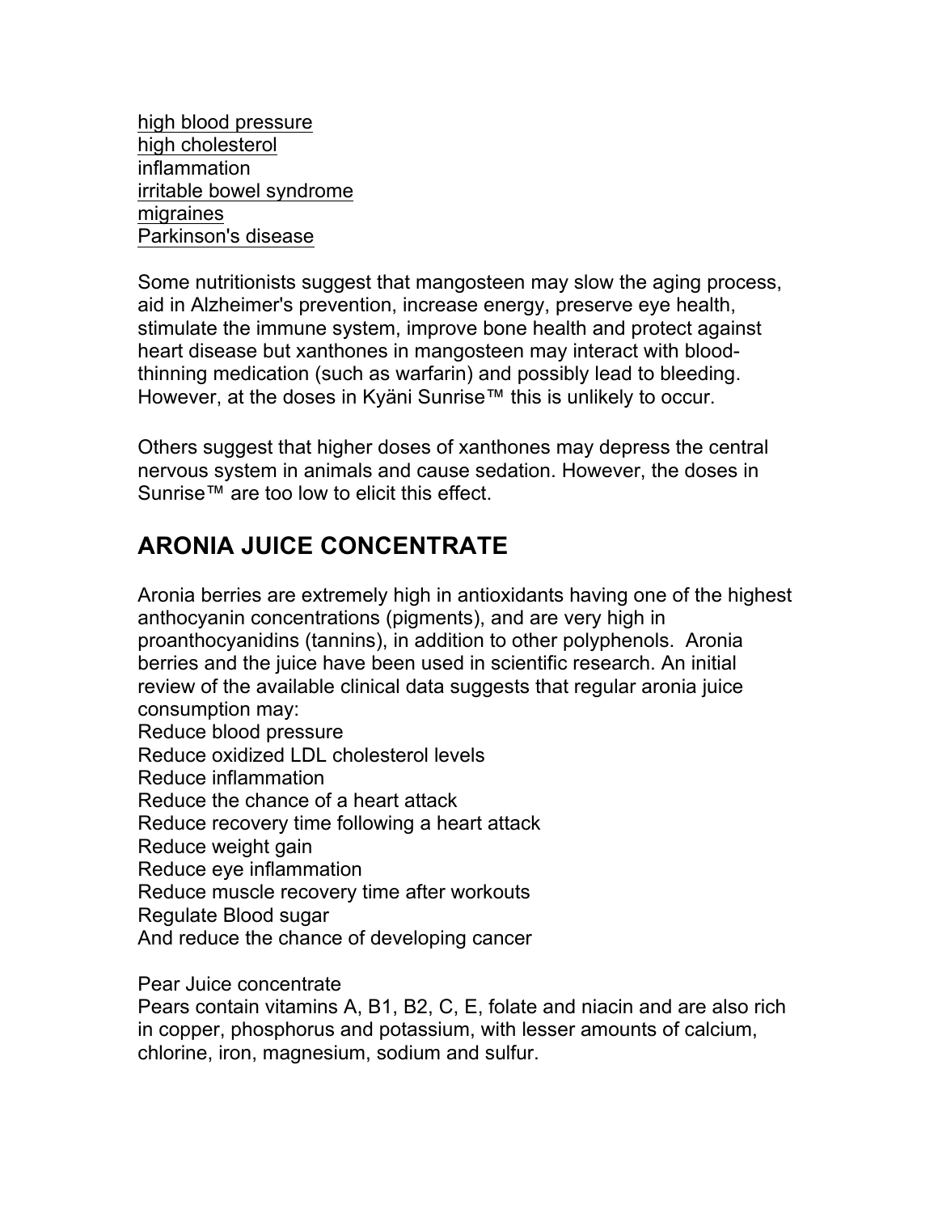high blood pressure
high cholesterol
inflammation
irritable bowel syndrome
migraines
Parkinson's disease

Some nutritionists suggest that mangosteen may slow the aging process, aid in Alzheimer's prevention, increase energy, preserve eye health, stimulate the immune system, improve bone health and protect against heart disease but xanthones in mangosteen may interact with blood-thinning medication (such as warfarin) and possibly lead to bleeding. However, at the doses in Kyäni Sunrise™ this is unlikely to occur.

Others suggest that higher doses of xanthones may depress the central nervous system in animals and cause sedation. However, the doses in Sunrise™ are too low to elicit this effect.

## ARONIA JUICE CONCENTRATE

Aronia berries are extremely high in antioxidants having one of the highest anthocyanin concentrations (pigments), and are very high in proanthocyanidins (tannins), in addition to other polyphenols. Aronia berries and the juice have been used in scientific research. An initial review of the available clinical data suggests that regular aronia juice consumption may:
Reduce blood pressure
Reduce oxidized LDL cholesterol levels
Reduce inflammation
Reduce the chance of a heart attack
Reduce recovery time following a heart attack
Reduce weight gain
Reduce eye inflammation
Reduce muscle recovery time after workouts
Regulate Blood sugar
And reduce the chance of developing cancer

Pear Juice concentrate
Pears contain vitamins A, B1, B2, C, E, folate and niacin and are also rich in copper, phosphorus and potassium, with lesser amounts of calcium, chlorine, iron, magnesium, sodium and sulfur.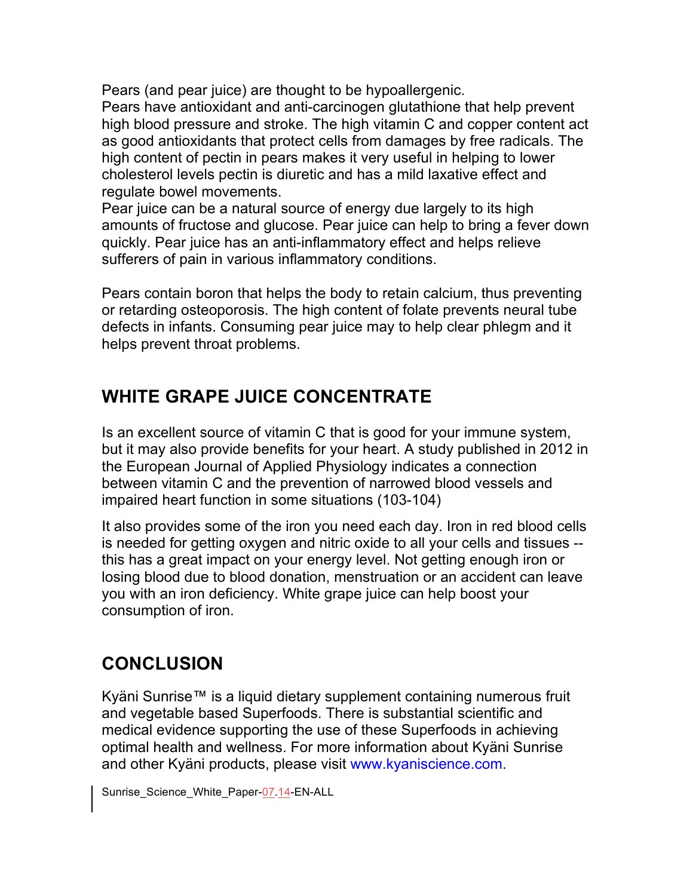Pears (and pear juice) are thought to be hypoallergenic.
Pears have antioxidant and anti-carcinogen glutathione that help prevent high blood pressure and stroke. The high vitamin C and copper content act as good antioxidants that protect cells from damages by free radicals. The high content of pectin in pears makes it very useful in helping to lower cholesterol levels pectin is diuretic and has a mild laxative effect and regulate bowel movements.
Pear juice can be a natural source of energy due largely to its high amounts of fructose and glucose. Pear juice can help to bring a fever down quickly. Pear juice has an anti-inflammatory effect and helps relieve sufferers of pain in various inflammatory conditions.

Pears contain boron that helps the body to retain calcium, thus preventing or retarding osteoporosis. The high content of folate prevents neural tube defects in infants. Consuming pear juice may to help clear phlegm and it helps prevent throat problems.

## WHITE GRAPE JUICE CONCENTRATE

Is an excellent source of vitamin C that is good for your immune system, but it may also provide benefits for your heart. A study published in 2012 in the European Journal of Applied Physiology indicates a connection between vitamin C and the prevention of narrowed blood vessels and impaired heart function in some situations (103-104)

It also provides some of the iron you need each day. Iron in red blood cells is needed for getting oxygen and nitric oxide to all your cells and tissues -- this has a great impact on your energy level. Not getting enough iron or losing blood due to blood donation, menstruation or an accident can leave you with an iron deficiency. White grape juice can help boost your consumption of iron.

## CONCLUSION

Kyäni Sunrise™ is a liquid dietary supplement containing numerous fruit and vegetable based Superfoods. There is substantial scientific and medical evidence supporting the use of these Superfoods in achieving optimal health and wellness. For more information about Kyäni Sunrise and other Kyäni products, please visit www.kyaniscience.com.

Sunrise_Science_White_Paper-07.14-EN-ALL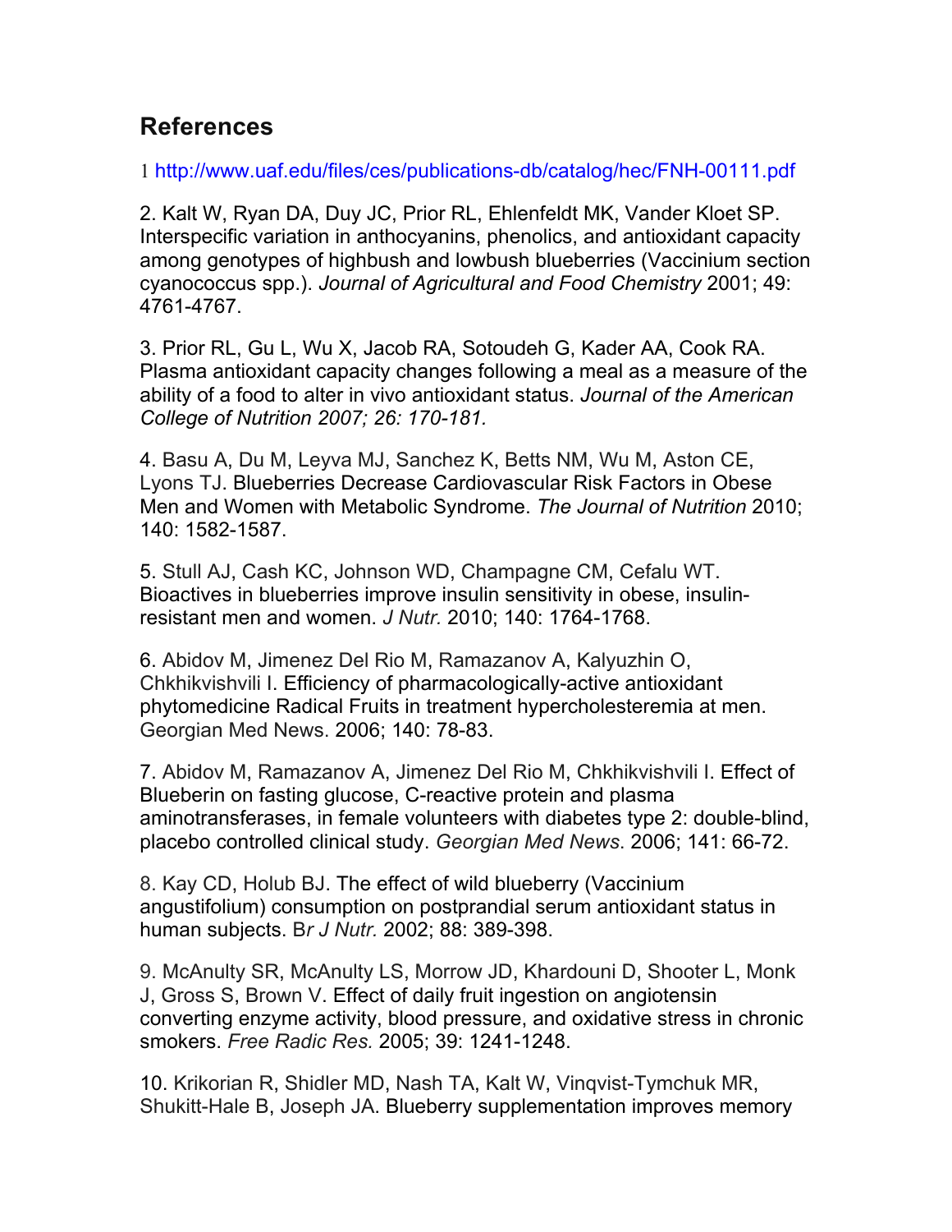## References

1 http://www.uaf.edu/files/ces/publications-db/catalog/hec/FNH-00111.pdf

2. Kalt W, Ryan DA, Duy JC, Prior RL, Ehlenfeldt MK, Vander Kloet SP. Interspecific variation in anthocyanins, phenolics, and antioxidant capacity among genotypes of highbush and lowbush blueberries (Vaccinium section cyanococcus spp.). *Journal of Agricultural and Food Chemistry* 2001; 49: 4761-4767.

3. Prior RL, Gu L, Wu X, Jacob RA, Sotoudeh G, Kader AA, Cook RA. Plasma antioxidant capacity changes following a meal as a measure of the ability of a food to alter in vivo antioxidant status. *Journal of the American College of Nutrition 2007; 26: 170-181.*

4. Basu A, Du M, Leyva MJ, Sanchez K, Betts NM, Wu M, Aston CE, Lyons TJ. Blueberries Decrease Cardiovascular Risk Factors in Obese Men and Women with Metabolic Syndrome. *The Journal of Nutrition* 2010; 140: 1582-1587.

5. Stull AJ, Cash KC, Johnson WD, Champagne CM, Cefalu WT. Bioactives in blueberries improve insulin sensitivity in obese, insulin-resistant men and women. *J Nutr.* 2010; 140: 1764-1768.

6. Abidov M, Jimenez Del Rio M, Ramazanov A, Kalyuzhin O, Chkhikvishvili I. Efficiency of pharmacologically-active antioxidant phytomedicine Radical Fruits in treatment hypercholesteremia at men. Georgian Med News. 2006; 140: 78-83.

7. Abidov M, Ramazanov A, Jimenez Del Rio M, Chkhikvishvili I. Effect of Blueberin on fasting glucose, C-reactive protein and plasma aminotransferases, in female volunteers with diabetes type 2: double-blind, placebo controlled clinical study. *Georgian Med News*. 2006; 141: 66-72.

8. Kay CD, Holub BJ. The effect of wild blueberry (Vaccinium angustifolium) consumption on postprandial serum antioxidant status in human subjects. B*r J Nutr.* 2002; 88: 389-398.

9. McAnulty SR, McAnulty LS, Morrow JD, Khardouni D, Shooter L, Monk J, Gross S, Brown V. Effect of daily fruit ingestion on angiotensin converting enzyme activity, blood pressure, and oxidative stress in chronic smokers. *Free Radic Res.* 2005; 39: 1241-1248.

10. Krikorian R, Shidler MD, Nash TA, Kalt W, Vinqvist-Tymchuk MR, Shukitt-Hale B, Joseph JA. Blueberry supplementation improves memory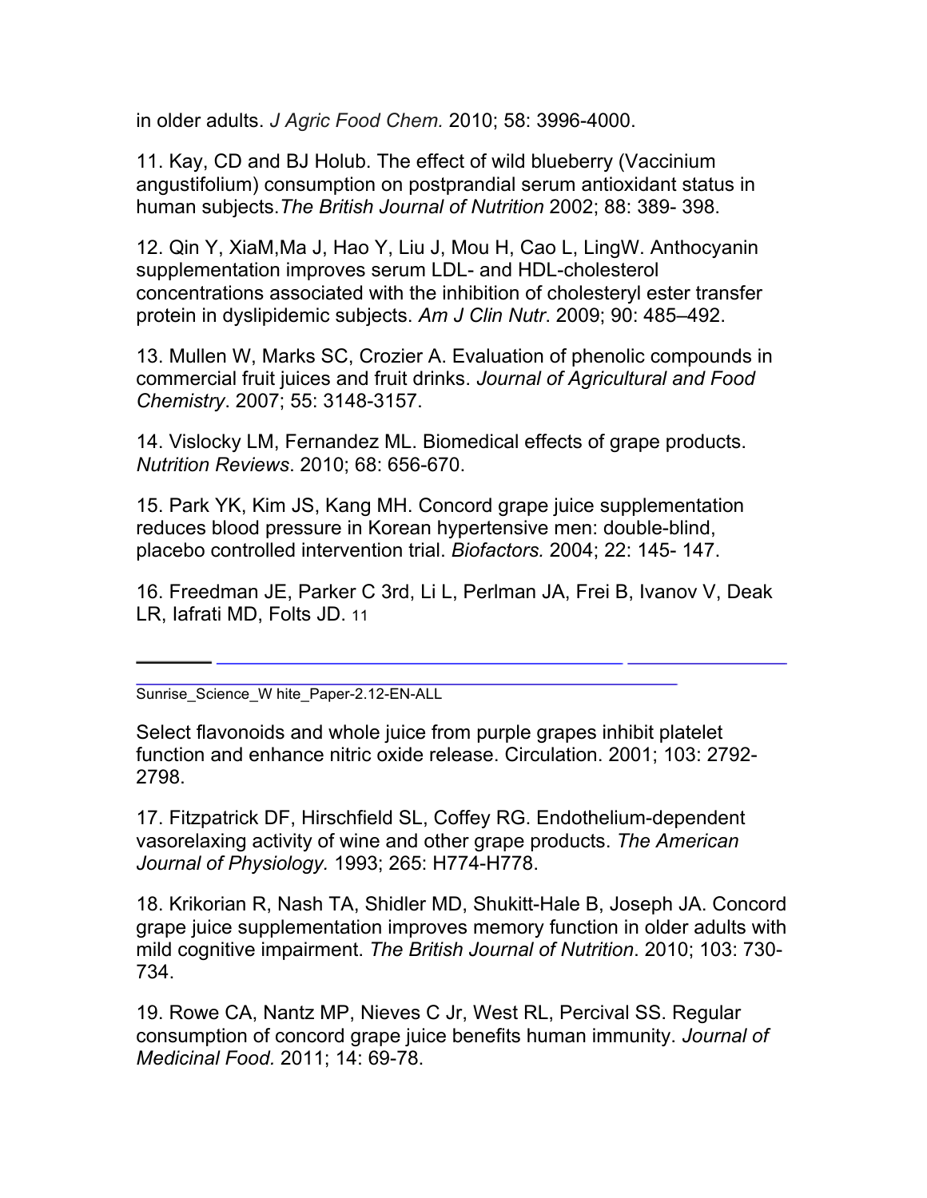in older adults. *J Agric Food Chem.* 2010; 58: 3996-4000.

11. Kay, CD and BJ Holub. The effect of wild blueberry (Vaccinium angustifolium) consumption on postprandial serum antioxidant status in human subjects.*The British Journal of Nutrition* 2002; 88: 389- 398.

12. Qin Y, XiaM,Ma J, Hao Y, Liu J, Mou H, Cao L, LingW. Anthocyanin supplementation improves serum LDL- and HDL-cholesterol concentrations associated with the inhibition of cholesteryl ester transfer protein in dyslipidemic subjects. *Am J Clin Nutr*. 2009; 90: 485–492.

13. Mullen W, Marks SC, Crozier A. Evaluation of phenolic compounds in commercial fruit juices and fruit drinks. *Journal of Agricultural and Food Chemistry*. 2007; 55: 3148-3157.

14. Vislocky LM, Fernandez ML. Biomedical effects of grape products. *Nutrition Reviews*. 2010; 68: 656-670.

15. Park YK, Kim JS, Kang MH. Concord grape juice supplementation reduces blood pressure in Korean hypertensive men: double-blind, placebo controlled intervention trial. *Biofactors.* 2004; 22: 145- 147.

16. Freedman JE, Parker C 3rd, Li L, Perlman JA, Frei B, Ivanov V, Deak LR, Iafrati MD, Folts JD. Select flavonoids and whole juice from purple grapes inhibit platelet function and enhance nitric oxide release. Circulation. 2001; 103: 2792-2798.

17. Fitzpatrick DF, Hirschfield SL, Coffey RG. Endothelium-dependent vasorelaxing activity of wine and other grape products. *The American Journal of Physiology.* 1993; 265: H774-H778.

18. Krikorian R, Nash TA, Shidler MD, Shukitt-Hale B, Joseph JA. Concord grape juice supplementation improves memory function in older adults with mild cognitive impairment. *The British Journal of Nutrition*. 2010; 103: 730-734.

19. Rowe CA, Nantz MP, Nieves C Jr, West RL, Percival SS. Regular consumption of concord grape juice benefits human immunity. *Journal of Medicinal Food.* 2011; 14: 69-78.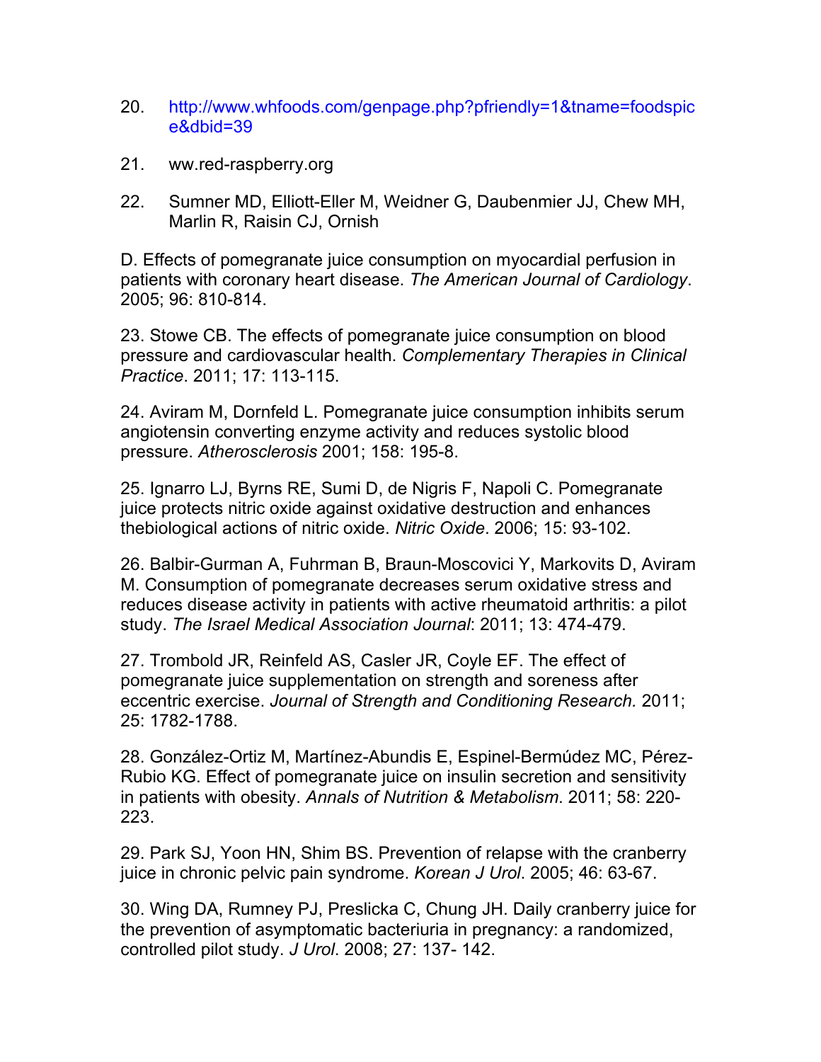20. http://www.whfoods.com/genpage.php?pfriendly=1&tname=foodspice&dbid=39

21. ww.red-raspberry.org

22. Sumner MD, Elliott-Eller M, Weidner G, Daubenmier JJ, Chew MH, Marlin R, Raisin CJ, Ornish

D. Effects of pomegranate juice consumption on myocardial perfusion in patients with coronary heart disease. *The American Journal of Cardiology*. 2005; 96: 810-814.

23. Stowe CB. The effects of pomegranate juice consumption on blood pressure and cardiovascular health. *Complementary Therapies in Clinical Practice*. 2011; 17: 113-115.

24. Aviram M, Dornfeld L. Pomegranate juice consumption inhibits serum angiotensin converting enzyme activity and reduces systolic blood pressure. *Atherosclerosis* 2001; 158: 195-8.

25. Ignarro LJ, Byrns RE, Sumi D, de Nigris F, Napoli C. Pomegranate juice protects nitric oxide against oxidative destruction and enhances thebiological actions of nitric oxide. *Nitric Oxide*. 2006; 15: 93-102.

26. Balbir-Gurman A, Fuhrman B, Braun-Moscovici Y, Markovits D, Aviram M. Consumption of pomegranate decreases serum oxidative stress and reduces disease activity in patients with active rheumatoid arthritis: a pilot study. *The Israel Medical Association Journal*: 2011; 13: 474-479.

27. Trombold JR, Reinfeld AS, Casler JR, Coyle EF. The effect of pomegranate juice supplementation on strength and soreness after eccentric exercise. *Journal of Strength and Conditioning Research.* 2011; 25: 1782-1788.

28. González-Ortiz M, Martínez-Abundis E, Espinel-Bermúdez MC, Pérez-Rubio KG. Effect of pomegranate juice on insulin secretion and sensitivity in patients with obesity. *Annals of Nutrition & Metabolism*. 2011; 58: 220-223.

29. Park SJ, Yoon HN, Shim BS. Prevention of relapse with the cranberry juice in chronic pelvic pain syndrome. *Korean J Urol*. 2005; 46: 63-67.

30. Wing DA, Rumney PJ, Preslicka C, Chung JH. Daily cranberry juice for the prevention of asymptomatic bacteriuria in pregnancy: a randomized, controlled pilot study. *J Urol*. 2008; 27: 137- 142.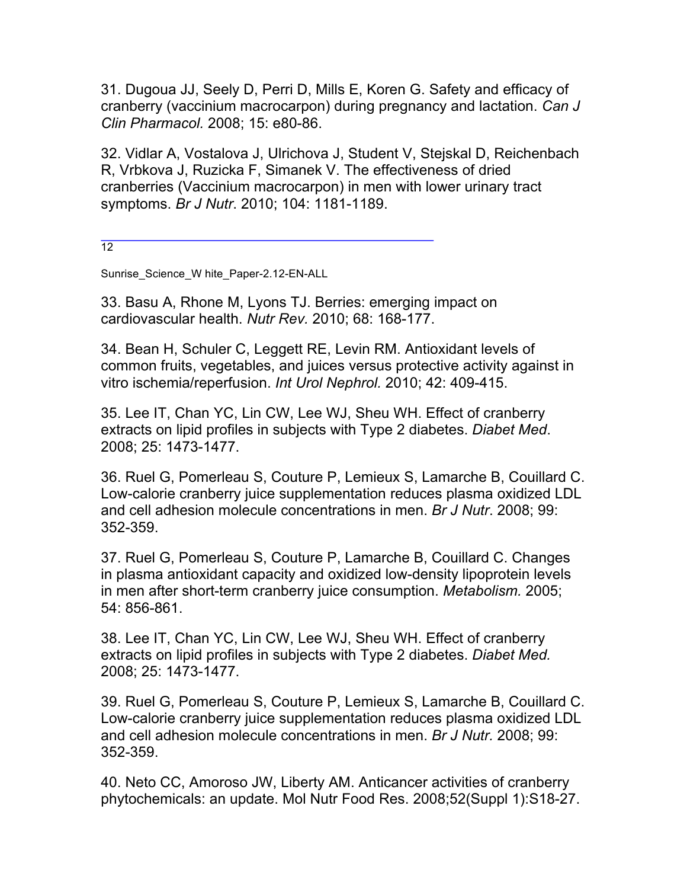31. Dugoua JJ, Seely D, Perri D, Mills E, Koren G. Safety and efficacy of cranberry (vaccinium macrocarpon) during pregnancy and lactation. *Can J Clin Pharmacol.* 2008; 15: e80-86.

32. Vidlar A, Vostalova J, Ulrichova J, Student V, Stejskal D, Reichenbach R, Vrbkova J, Ruzicka F, Simanek V. The effectiveness of dried cranberries (Vaccinium macrocarpon) in men with lower urinary tract symptoms. *Br J Nutr*. 2010; 104: 1181-1189.

33. Basu A, Rhone M, Lyons TJ. Berries: emerging impact on cardiovascular health. *Nutr Rev.* 2010; 68: 168-177.

34. Bean H, Schuler C, Leggett RE, Levin RM. Antioxidant levels of common fruits, vegetables, and juices versus protective activity against in vitro ischemia/reperfusion. *Int Urol Nephrol.* 2010; 42: 409-415.

35. Lee IT, Chan YC, Lin CW, Lee WJ, Sheu WH. Effect of cranberry extracts on lipid profiles in subjects with Type 2 diabetes. *Diabet Med*. 2008; 25: 1473-1477.

36. Ruel G, Pomerleau S, Couture P, Lemieux S, Lamarche B, Couillard C. Low-calorie cranberry juice supplementation reduces plasma oxidized LDL and cell adhesion molecule concentrations in men. *Br J Nutr*. 2008; 99: 352-359.

37. Ruel G, Pomerleau S, Couture P, Lamarche B, Couillard C. Changes in plasma antioxidant capacity and oxidized low-density lipoprotein levels in men after short-term cranberry juice consumption. *Metabolism.* 2005; 54: 856-861.

38. Lee IT, Chan YC, Lin CW, Lee WJ, Sheu WH. Effect of cranberry extracts on lipid profiles in subjects with Type 2 diabetes. *Diabet Med.* 2008; 25: 1473-1477.

39. Ruel G, Pomerleau S, Couture P, Lemieux S, Lamarche B, Couillard C. Low-calorie cranberry juice supplementation reduces plasma oxidized LDL and cell adhesion molecule concentrations in men. *Br J Nutr.* 2008; 99: 352-359.

40. Neto CC, Amoroso JW, Liberty AM. Anticancer activities of cranberry phytochemicals: an update. Mol Nutr Food Res. 2008;52(Suppl 1):S18-27.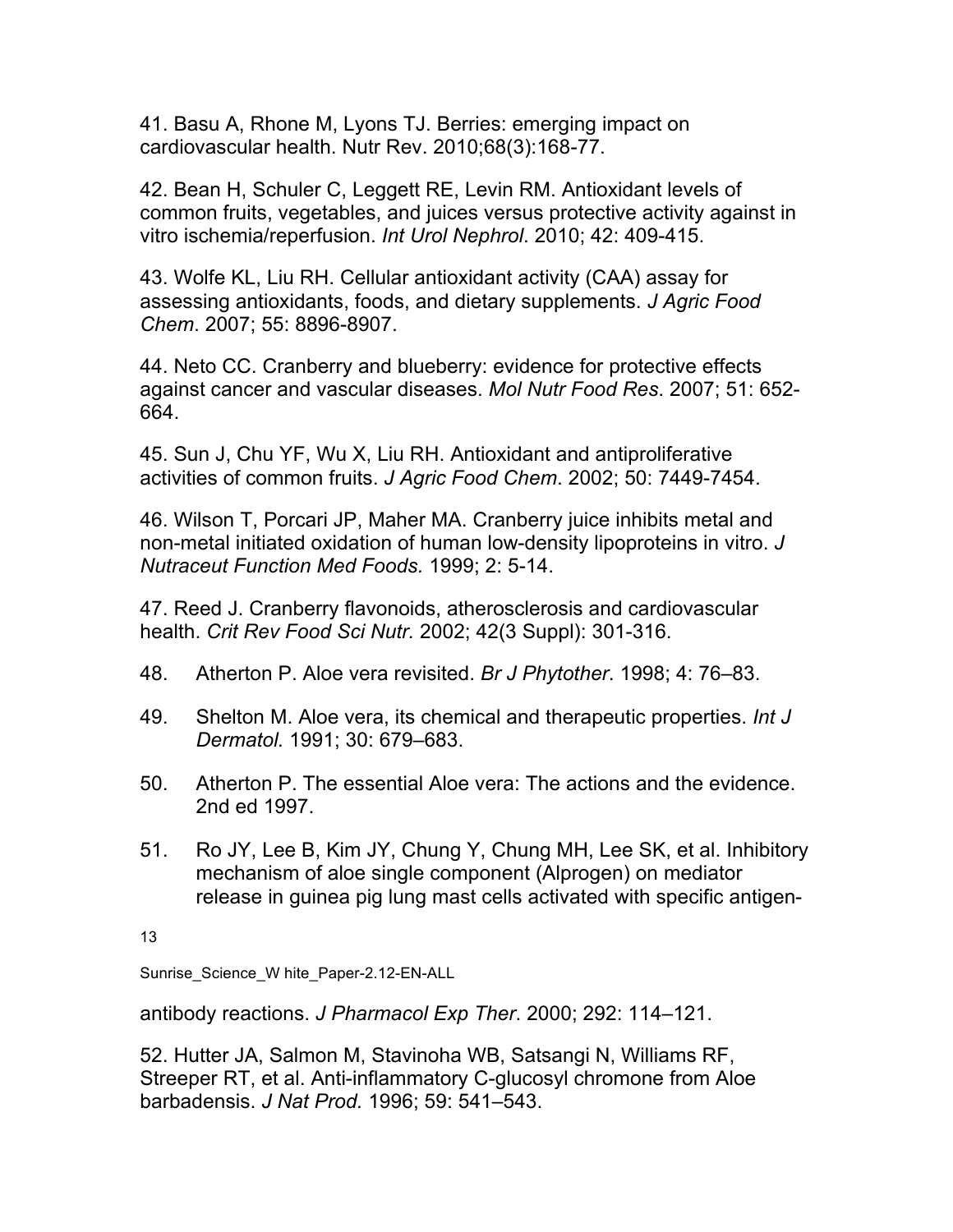41. Basu A, Rhone M, Lyons TJ. Berries: emerging impact on cardiovascular health. Nutr Rev. 2010;68(3):168-77.

42. Bean H, Schuler C, Leggett RE, Levin RM. Antioxidant levels of common fruits, vegetables, and juices versus protective activity against in vitro ischemia/reperfusion. *Int Urol Nephrol*. 2010; 42: 409-415.

43. Wolfe KL, Liu RH. Cellular antioxidant activity (CAA) assay for assessing antioxidants, foods, and dietary supplements. *J Agric Food Chem*. 2007; 55: 8896-8907.

44. Neto CC. Cranberry and blueberry: evidence for protective effects against cancer and vascular diseases. *Mol Nutr Food Res*. 2007; 51: 652-664.

45. Sun J, Chu YF, Wu X, Liu RH. Antioxidant and antiproliferative activities of common fruits. *J Agric Food Chem*. 2002; 50: 7449-7454.

46. Wilson T, Porcari JP, Maher MA. Cranberry juice inhibits metal and non-metal initiated oxidation of human low-density lipoproteins in vitro. *J Nutraceut Function Med Foods.* 1999; 2: 5-14.

47. Reed J. Cranberry flavonoids, atherosclerosis and cardiovascular health. *Crit Rev Food Sci Nutr.* 2002; 42(3 Suppl): 301-316.

48. Atherton P. Aloe vera revisited. *Br J Phytother*. 1998; 4: 76–83.

49. Shelton M. Aloe vera, its chemical and therapeutic properties. *Int J Dermatol.* 1991; 30: 679–683.

50. Atherton P. The essential Aloe vera: The actions and the evidence. 2nd ed 1997.

51. Ro JY, Lee B, Kim JY, Chung Y, Chung MH, Lee SK, et al. Inhibitory mechanism of aloe single component (Alprogen) on mediator release in guinea pig lung mast cells activated with specific antigen-antibody reactions. *J Pharmacol Exp Ther*. 2000; 292: 114–121.

52. Hutter JA, Salmon M, Stavinoha WB, Satsangi N, Williams RF, Streeper RT, et al. Anti-inflammatory C-glucosyl chromone from Aloe barbadensis. *J Nat Prod.* 1996; 59: 541–543.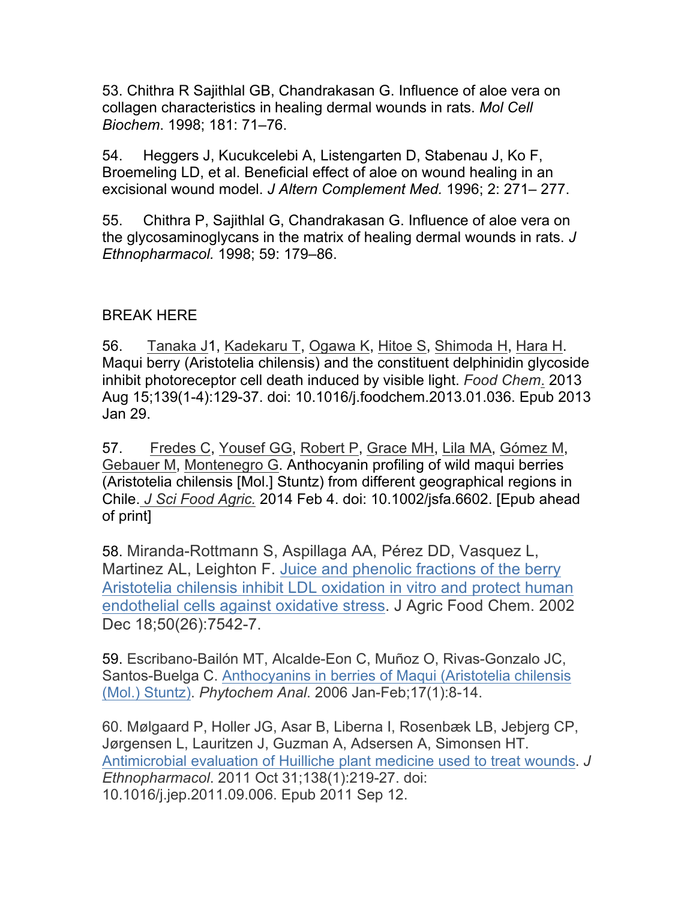53. Chithra R Sajithlal GB, Chandrakasan G. Influence of aloe vera on collagen characteristics in healing dermal wounds in rats. *Mol Cell Biochem*. 1998; 181: 71–76.

54. Heggers J, Kucukcelebi A, Listengarten D, Stabenau J, Ko F, Broemeling LD, et al. Beneficial effect of aloe on wound healing in an excisional wound model. *J Altern Complement Med.* 1996; 2: 271– 277.

55. Chithra P, Sajithlal G, Chandrakasan G. Influence of aloe vera on the glycosaminoglycans in the matrix of healing dermal wounds in rats. *J Ethnopharmacol.* 1998; 59: 179–86.

BREAK HERE

56. Tanaka J1, Kadekaru T, Ogawa K, Hitoe S, Shimoda H, Hara H. Maqui berry (Aristotelia chilensis) and the constituent delphinidin glycoside inhibit photoreceptor cell death induced by visible light. *Food Chem.* 2013 Aug 15;139(1-4):129-37. doi: 10.1016/j.foodchem.2013.01.036. Epub 2013 Jan 29.

57. Fredes C, Yousef GG, Robert P, Grace MH, Lila MA, Gómez M, Gebauer M, Montenegro G. Anthocyanin profiling of wild maqui berries (Aristotelia chilensis [Mol.] Stuntz) from different geographical regions in Chile. *J Sci Food Agric.* 2014 Feb 4. doi: 10.1002/jsfa.6602. [Epub ahead of print]

58. Miranda-Rottmann S, Aspillaga AA, Pérez DD, Vasquez L, Martinez AL, Leighton F. Juice and phenolic fractions of the berry Aristotelia chilensis inhibit LDL oxidation in vitro and protect human endothelial cells against oxidative stress. J Agric Food Chem. 2002 Dec 18;50(26):7542-7.

59. Escribano-Bailón MT, Alcalde-Eon C, Muñoz O, Rivas-Gonzalo JC, Santos-Buelga C. Anthocyanins in berries of Maqui (Aristotelia chilensis (Mol.) Stuntz). *Phytochem Anal*. 2006 Jan-Feb;17(1):8-14.

60. Mølgaard P, Holler JG, Asar B, Liberna I, Rosenbæk LB, Jebjerg CP, Jørgensen L, Lauritzen J, Guzman A, Adsersen A, Simonsen HT. Antimicrobial evaluation of Huilliche plant medicine used to treat wounds. *J Ethnopharmacol*. 2011 Oct 31;138(1):219-27. doi: 10.1016/j.jep.2011.09.006. Epub 2011 Sep 12.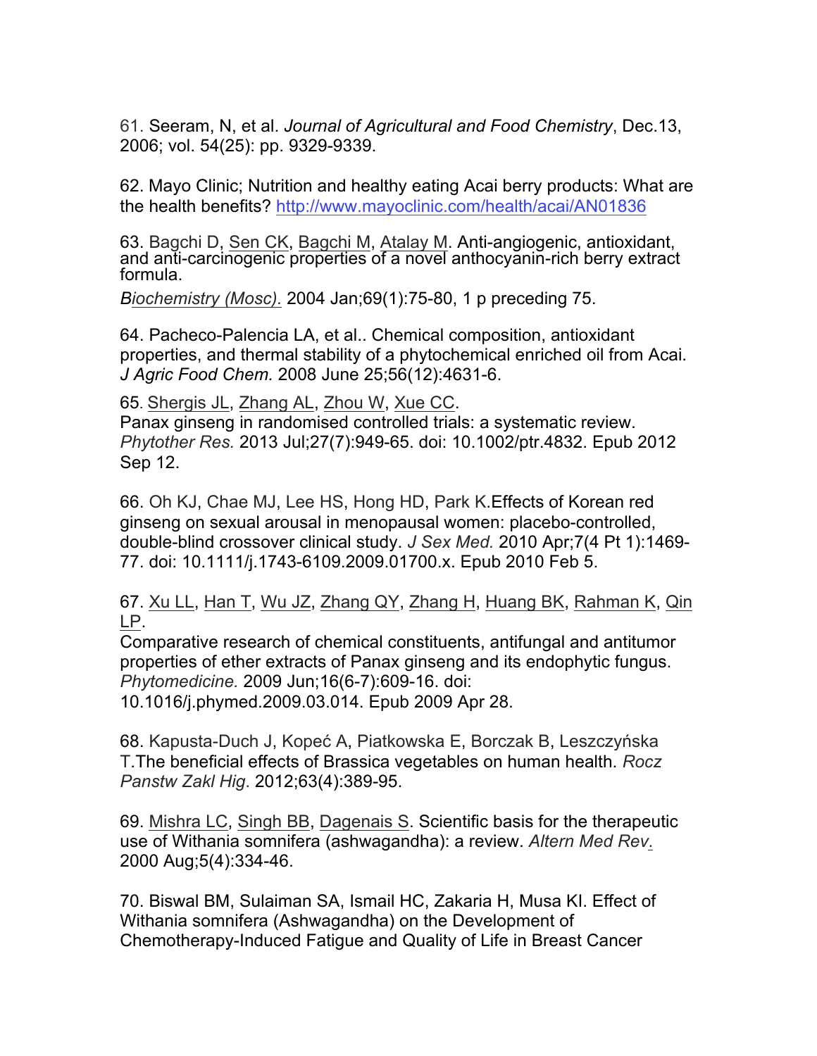61. Seeram, N, et al. *Journal of Agricultural and Food Chemistry*, Dec.13, 2006; vol. 54(25): pp. 9329-9339.

62. Mayo Clinic; Nutrition and healthy eating Acai berry products: What are the health benefits? http://www.mayoclinic.com/health/acai/AN01836

63. Bagchi D, Sen CK, Bagchi M, Atalay M. Anti-angiogenic, antioxidant, and anti-carcinogenic properties of a novel anthocyanin-rich berry extract formula.
*Biochemistry (Mosc).* 2004 Jan;69(1):75-80, 1 p preceding 75.

64. Pacheco-Palencia LA, et al.. Chemical composition, antioxidant properties, and thermal stability of a phytochemical enriched oil from Acai. *J Agric Food Chem.* 2008 June 25;56(12):4631-6.

65. Shergis JL, Zhang AL, Zhou W, Xue CC.
Panax ginseng in randomised controlled trials: a systematic review. *Phytother Res.* 2013 Jul;27(7):949-65. doi: 10.1002/ptr.4832. Epub 2012 Sep 12.

66. Oh KJ, Chae MJ, Lee HS, Hong HD, Park K.Effects of Korean red ginseng on sexual arousal in menopausal women: placebo-controlled, double-blind crossover clinical study. *J Sex Med.* 2010 Apr;7(4 Pt 1):1469-77. doi: 10.1111/j.1743-6109.2009.01700.x. Epub 2010 Feb 5.

67. Xu LL, Han T, Wu JZ, Zhang QY, Zhang H, Huang BK, Rahman K, Qin LP.
Comparative research of chemical constituents, antifungal and antitumor properties of ether extracts of Panax ginseng and its endophytic fungus. *Phytomedicine.* 2009 Jun;16(6-7):609-16. doi: 10.1016/j.phymed.2009.03.014. Epub 2009 Apr 28.

68. Kapusta-Duch J, Kopeć A, Piatkowska E, Borczak B, Leszczyńska T.The beneficial effects of Brassica vegetables on human health. *Rocz Panstw Zakl Hig*. 2012;63(4):389-95.

69. Mishra LC, Singh BB, Dagenais S. Scientific basis for the therapeutic use of Withania somnifera (ashwagandha): a review. *Altern Med Rev*. 2000 Aug;5(4):334-46.

70. Biswal BM, Sulaiman SA, Ismail HC, Zakaria H, Musa KI. Effect of Withania somnifera (Ashwagandha) on the Development of Chemotherapy-Induced Fatigue and Quality of Life in Breast Cancer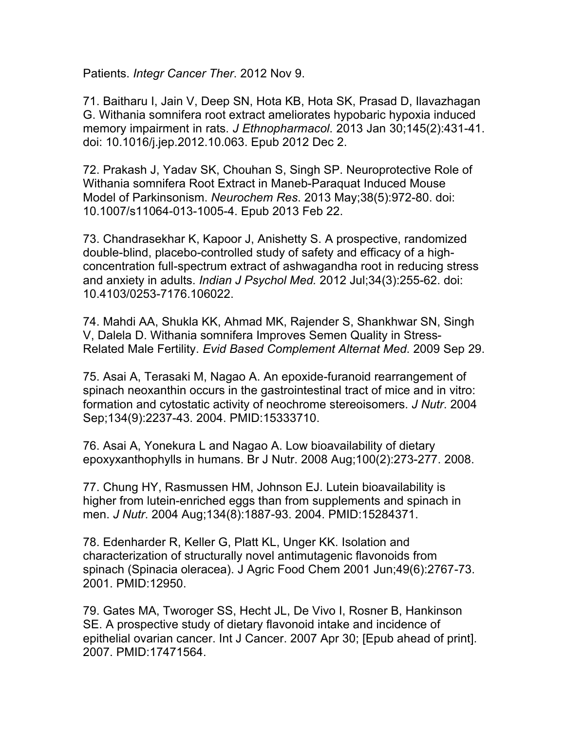Patients. *Integr Cancer Ther*. 2012 Nov 9.

71. Baitharu I, Jain V, Deep SN, Hota KB, Hota SK, Prasad D, Ilavazhagan G. Withania somnifera root extract ameliorates hypobaric hypoxia induced memory impairment in rats. *J Ethnopharmacol*. 2013 Jan 30;145(2):431-41. doi: 10.1016/j.jep.2012.10.063. Epub 2012 Dec 2.

72. Prakash J, Yadav SK, Chouhan S, Singh SP. Neuroprotective Role of Withania somnifera Root Extract in Maneb-Paraquat Induced Mouse Model of Parkinsonism. *Neurochem Res*. 2013 May;38(5):972-80. doi: 10.1007/s11064-013-1005-4. Epub 2013 Feb 22.

73. Chandrasekhar K, Kapoor J, Anishetty S. A prospective, randomized double-blind, placebo-controlled study of safety and efficacy of a high-concentration full-spectrum extract of ashwagandha root in reducing stress and anxiety in adults. *Indian J Psychol Med.* 2012 Jul;34(3):255-62. doi: 10.4103/0253-7176.106022.

74. Mahdi AA, Shukla KK, Ahmad MK, Rajender S, Shankhwar SN, Singh V, Dalela D. Withania somnifera Improves Semen Quality in Stress-Related Male Fertility. *Evid Based Complement Alternat Med*. 2009 Sep 29.

75. Asai A, Terasaki M, Nagao A. An epoxide-furanoid rearrangement of spinach neoxanthin occurs in the gastrointestinal tract of mice and in vitro: formation and cytostatic activity of neochrome stereoisomers. *J Nutr*. 2004 Sep;134(9):2237-43. 2004. PMID:15333710.

76. Asai A, Yonekura L and Nagao A. Low bioavailability of dietary epoxyxanthophylls in humans. Br J Nutr. 2008 Aug;100(2):273-277. 2008.

77. Chung HY, Rasmussen HM, Johnson EJ. Lutein bioavailability is higher from lutein-enriched eggs than from supplements and spinach in men. *J Nutr*. 2004 Aug;134(8):1887-93. 2004. PMID:15284371.

78. Edenharder R, Keller G, Platt KL, Unger KK. Isolation and characterization of structurally novel antimutagenic flavonoids from spinach (Spinacia oleracea). J Agric Food Chem 2001 Jun;49(6):2767-73. 2001. PMID:12950.

79. Gates MA, Tworoger SS, Hecht JL, De Vivo I, Rosner B, Hankinson SE. A prospective study of dietary flavonoid intake and incidence of epithelial ovarian cancer. Int J Cancer. 2007 Apr 30; [Epub ahead of print]. 2007. PMID:17471564.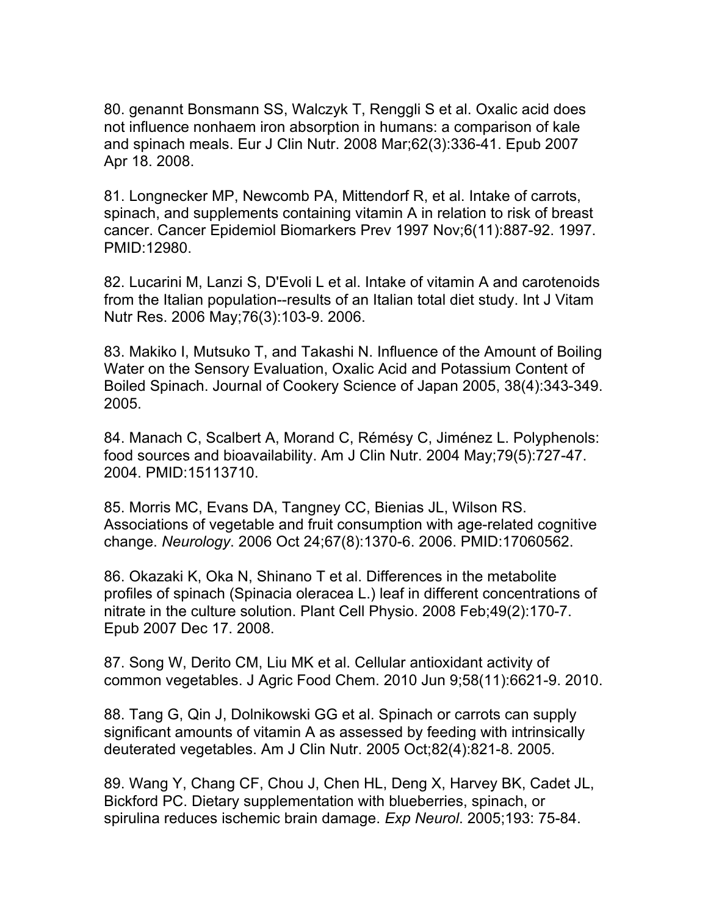80. genannt Bonsmann SS, Walczyk T, Renggli S et al. Oxalic acid does not influence nonhaem iron absorption in humans: a comparison of kale and spinach meals. Eur J Clin Nutr. 2008 Mar;62(3):336-41. Epub 2007 Apr 18. 2008.

81. Longnecker MP, Newcomb PA, Mittendorf R, et al. Intake of carrots, spinach, and supplements containing vitamin A in relation to risk of breast cancer. Cancer Epidemiol Biomarkers Prev 1997 Nov;6(11):887-92. 1997. PMID:12980.

82. Lucarini M, Lanzi S, D'Evoli L et al. Intake of vitamin A and carotenoids from the Italian population--results of an Italian total diet study. Int J Vitam Nutr Res. 2006 May;76(3):103-9. 2006.

83. Makiko I, Mutsuko T, and Takashi N. Influence of the Amount of Boiling Water on the Sensory Evaluation, Oxalic Acid and Potassium Content of Boiled Spinach. Journal of Cookery Science of Japan 2005, 38(4):343-349. 2005.

84. Manach C, Scalbert A, Morand C, Rémésy C, Jiménez L. Polyphenols: food sources and bioavailability. Am J Clin Nutr. 2004 May;79(5):727-47. 2004. PMID:15113710.

85. Morris MC, Evans DA, Tangney CC, Bienias JL, Wilson RS. Associations of vegetable and fruit consumption with age-related cognitive change. *Neurology*. 2006 Oct 24;67(8):1370-6. 2006. PMID:17060562.

86. Okazaki K, Oka N, Shinano T et al. Differences in the metabolite profiles of spinach (Spinacia oleracea L.) leaf in different concentrations of nitrate in the culture solution. Plant Cell Physio. 2008 Feb;49(2):170-7. Epub 2007 Dec 17. 2008.

87. Song W, Derito CM, Liu MK et al. Cellular antioxidant activity of common vegetables. J Agric Food Chem. 2010 Jun 9;58(11):6621-9. 2010.

88. Tang G, Qin J, Dolnikowski GG et al. Spinach or carrots can supply significant amounts of vitamin A as assessed by feeding with intrinsically deuterated vegetables. Am J Clin Nutr. 2005 Oct;82(4):821-8. 2005.

89. Wang Y, Chang CF, Chou J, Chen HL, Deng X, Harvey BK, Cadet JL, Bickford PC. Dietary supplementation with blueberries, spinach, or spirulina reduces ischemic brain damage. *Exp Neurol*. 2005;193: 75-84.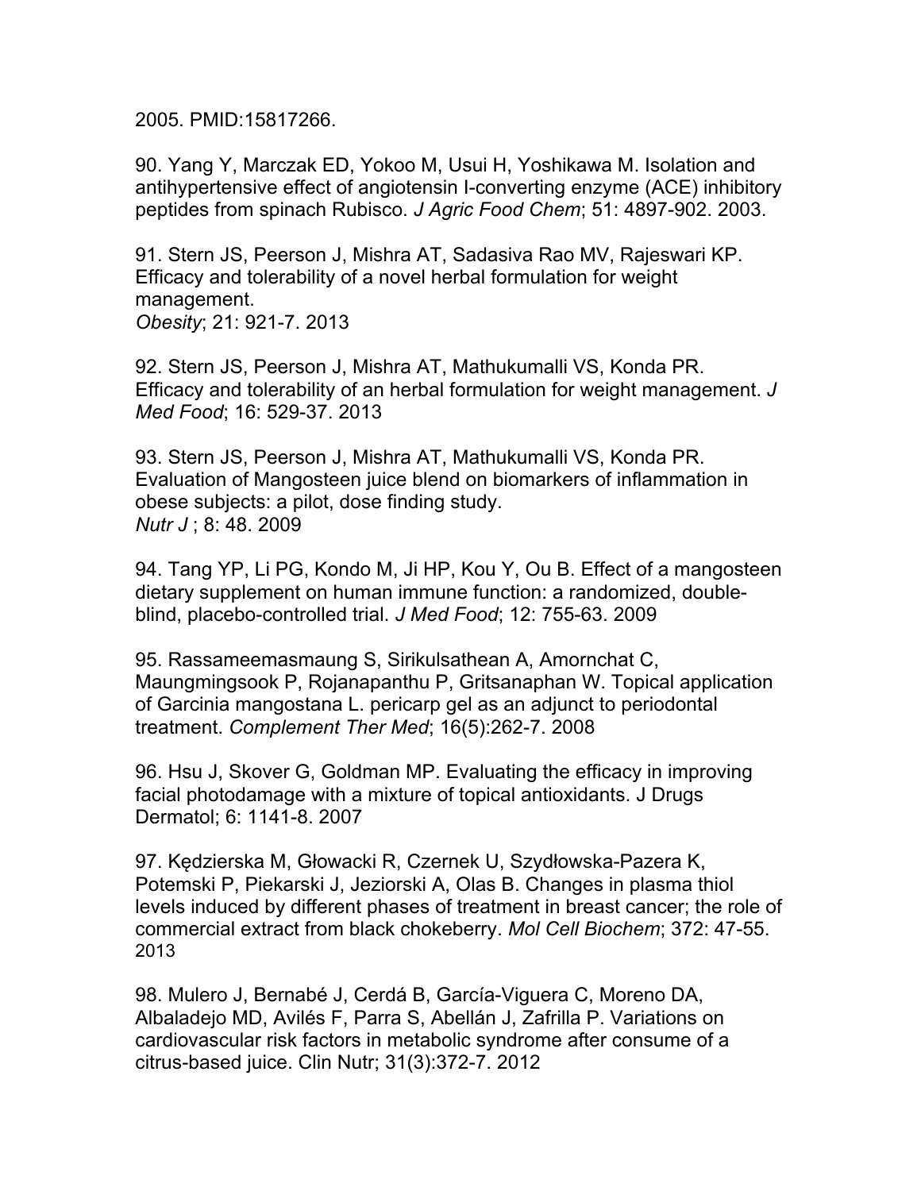2005. PMID:15817266.

90. Yang Y, Marczak ED, Yokoo M, Usui H, Yoshikawa M. Isolation and antihypertensive effect of angiotensin I-converting enzyme (ACE) inhibitory peptides from spinach Rubisco. *J Agric Food Chem*; 51: 4897-902. 2003.

91. Stern JS, Peerson J, Mishra AT, Sadasiva Rao MV, Rajeswari KP. Efficacy and tolerability of a novel herbal formulation for weight management.
*Obesity*; 21: 921-7. 2013

92. Stern JS, Peerson J, Mishra AT, Mathukumalli VS, Konda PR. Efficacy and tolerability of an herbal formulation for weight management. *J Med Food*; 16: 529-37. 2013

93. Stern JS, Peerson J, Mishra AT, Mathukumalli VS, Konda PR. Evaluation of Mangosteen juice blend on biomarkers of inflammation in obese subjects: a pilot, dose finding study.
*Nutr J* ; 8: 48. 2009

94. Tang YP, Li PG, Kondo M, Ji HP, Kou Y, Ou B. Effect of a mangosteen dietary supplement on human immune function: a randomized, double-blind, placebo-controlled trial. *J Med Food*; 12: 755-63. 2009

95. Rassameemasmaung S, Sirikulsathean A, Amornchat C, Maungmingsook P, Rojanapanthu P, Gritsanaphan W. Topical application of Garcinia mangostana L. pericarp gel as an adjunct to periodontal treatment. *Complement Ther Med*; 16(5):262-7. 2008

96. Hsu J, Skover G, Goldman MP. Evaluating the efficacy in improving facial photodamage with a mixture of topical antioxidants. J Drugs Dermatol; 6: 1141-8. 2007

97. Kędzierska M, Głowacki R, Czernek U, Szydłowska-Pazera K, Potemski P, Piekarski J, Jeziorski A, Olas B. Changes in plasma thiol levels induced by different phases of treatment in breast cancer; the role of commercial extract from black chokeberry. *Mol Cell Biochem*; 372: 47-55. 2013

98. Mulero J, Bernabé J, Cerdá B, García-Viguera C, Moreno DA, Albaladejo MD, Avilés F, Parra S, Abellán J, Zafrilla P. Variations on cardiovascular risk factors in metabolic syndrome after consume of a citrus-based juice. Clin Nutr; 31(3):372-7. 2012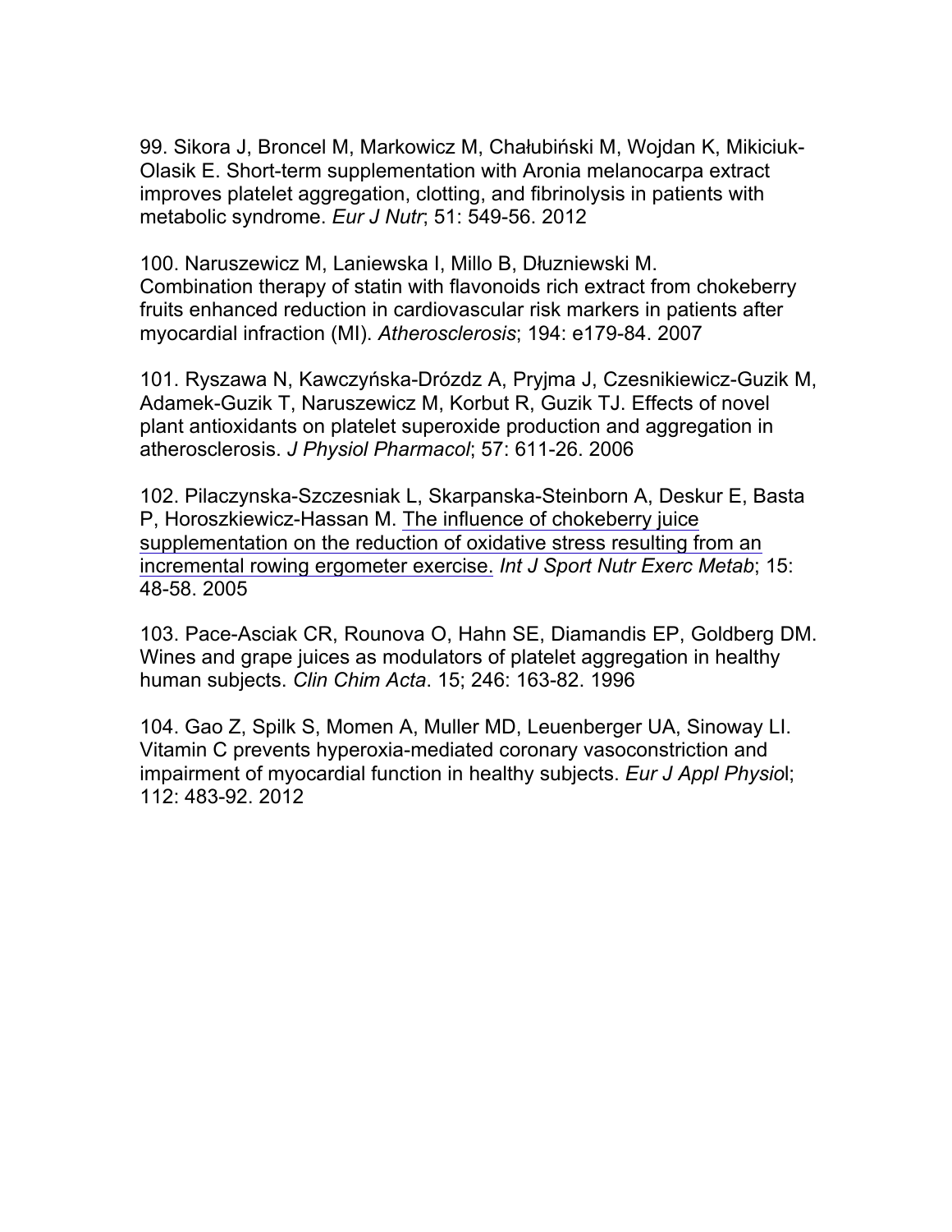99. Sikora J, Broncel M, Markowicz M, Chałubiński M, Wojdan K, Mikiciuk-Olasik E. Short-term supplementation with Aronia melanocarpa extract improves platelet aggregation, clotting, and fibrinolysis in patients with metabolic syndrome. *Eur J Nutr*; 51: 549-56. 2012

100. Naruszewicz M, Laniewska I, Millo B, Dłuzniewski M. Combination therapy of statin with flavonoids rich extract from chokeberry fruits enhanced reduction in cardiovascular risk markers in patients after myocardial infraction (MI). *Atherosclerosis*; 194: e179-84. 2007

101. Ryszawa N, Kawczyńska-Drózdz A, Pryjma J, Czesnikiewicz-Guzik M, Adamek-Guzik T, Naruszewicz M, Korbut R, Guzik TJ. Effects of novel plant antioxidants on platelet superoxide production and aggregation in atherosclerosis. *J Physiol Pharmacol*; 57: 611-26. 2006

102. Pilaczynska-Szczesniak L, Skarpanska-Steinborn A, Deskur E, Basta P, Horoszkiewicz-Hassan M. The influence of chokeberry juice supplementation on the reduction of oxidative stress resulting from an incremental rowing ergometer exercise. *Int J Sport Nutr Exerc Metab*; 15: 48-58. 2005

103. Pace-Asciak CR, Rounova O, Hahn SE, Diamandis EP, Goldberg DM. Wines and grape juices as modulators of platelet aggregation in healthy human subjects. *Clin Chim Acta*. 15; 246: 163-82. 1996

104. Gao Z, Spilk S, Momen A, Muller MD, Leuenberger UA, Sinoway LI. Vitamin C prevents hyperoxia-mediated coronary vasoconstriction and impairment of myocardial function in healthy subjects. *Eur J Appl Physiol*; 112: 483-92. 2012